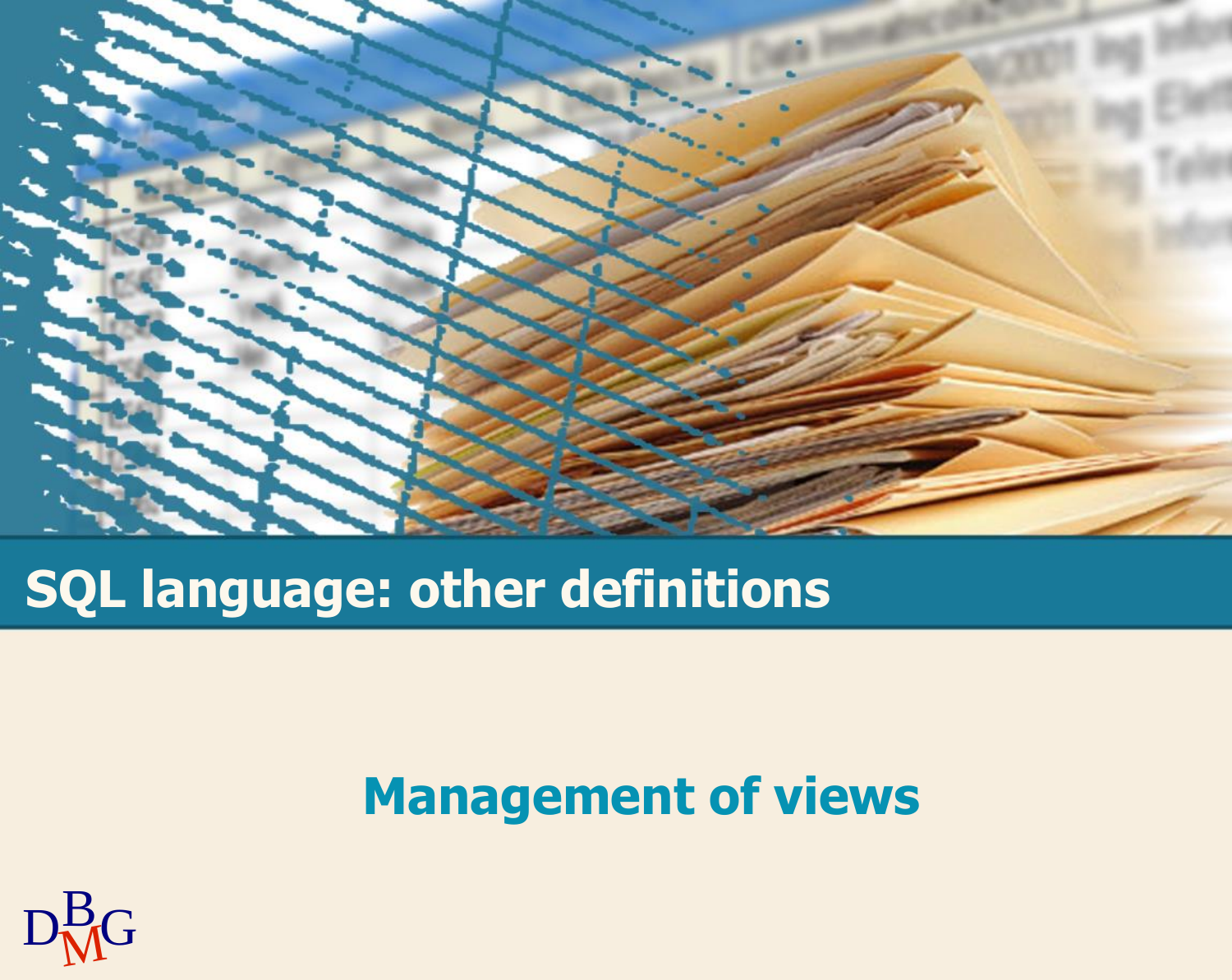# SQL language: other definitions

## Management of views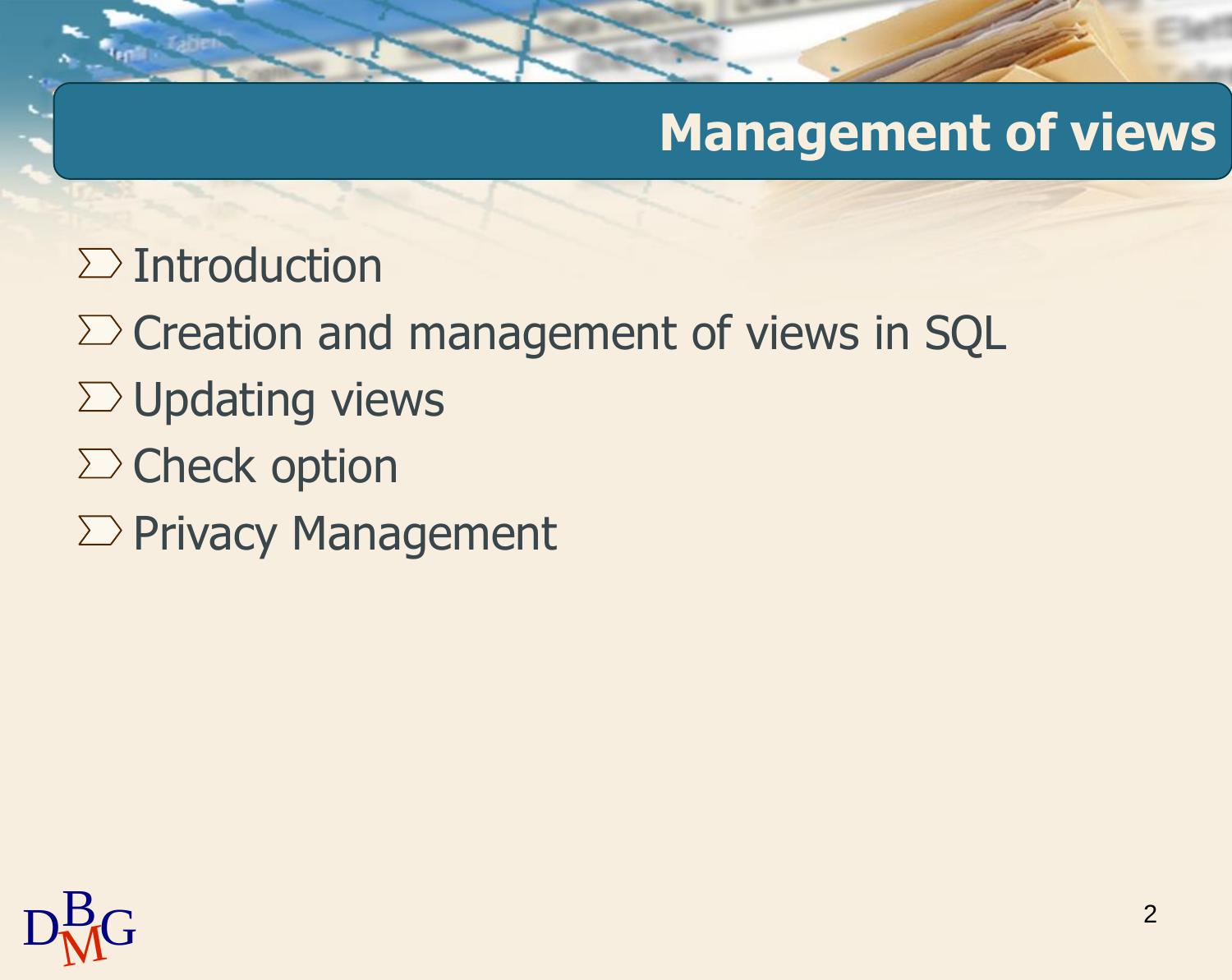# Management of views

- Introduction
- Creation and management of views in SQL
- Updating views
- Check option
- Privacy Management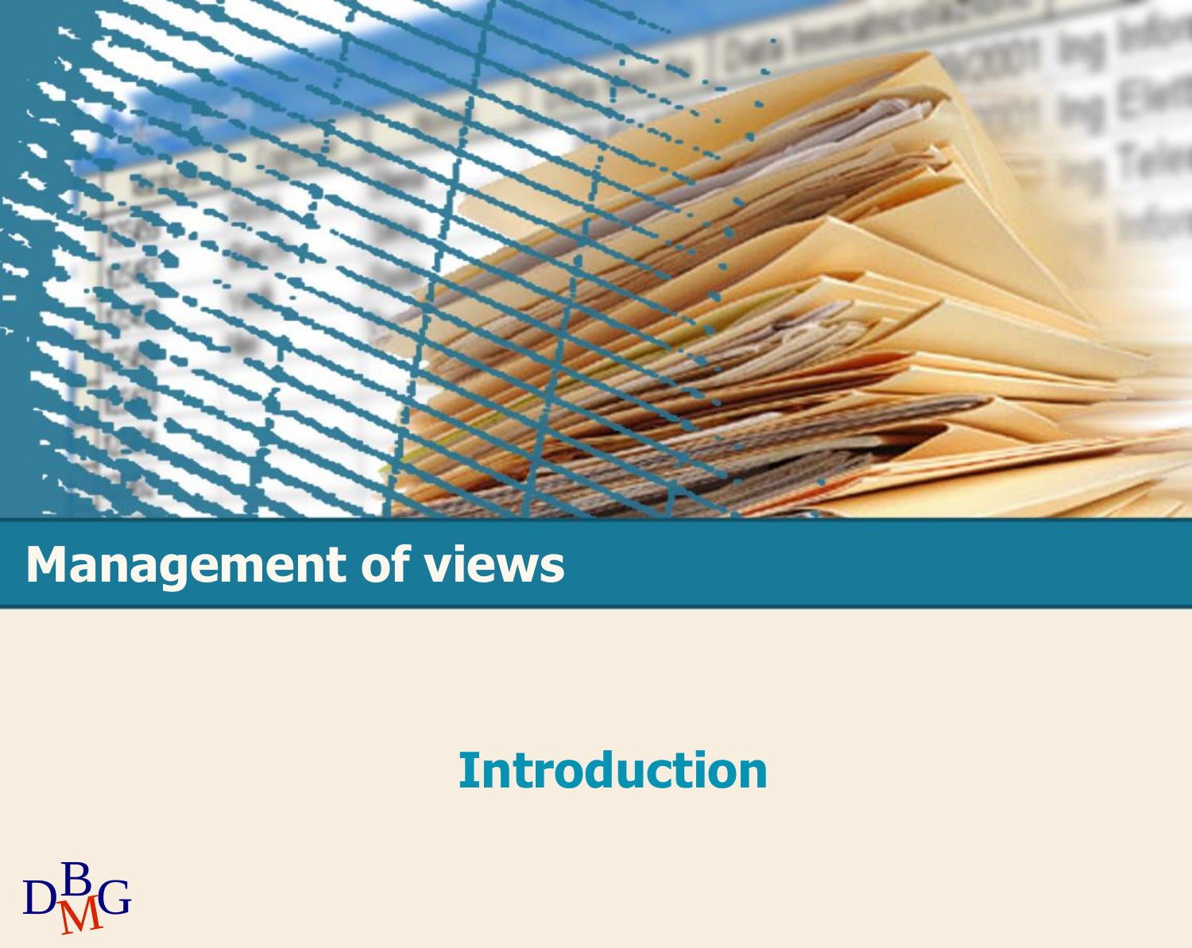# Management of views

## Introduction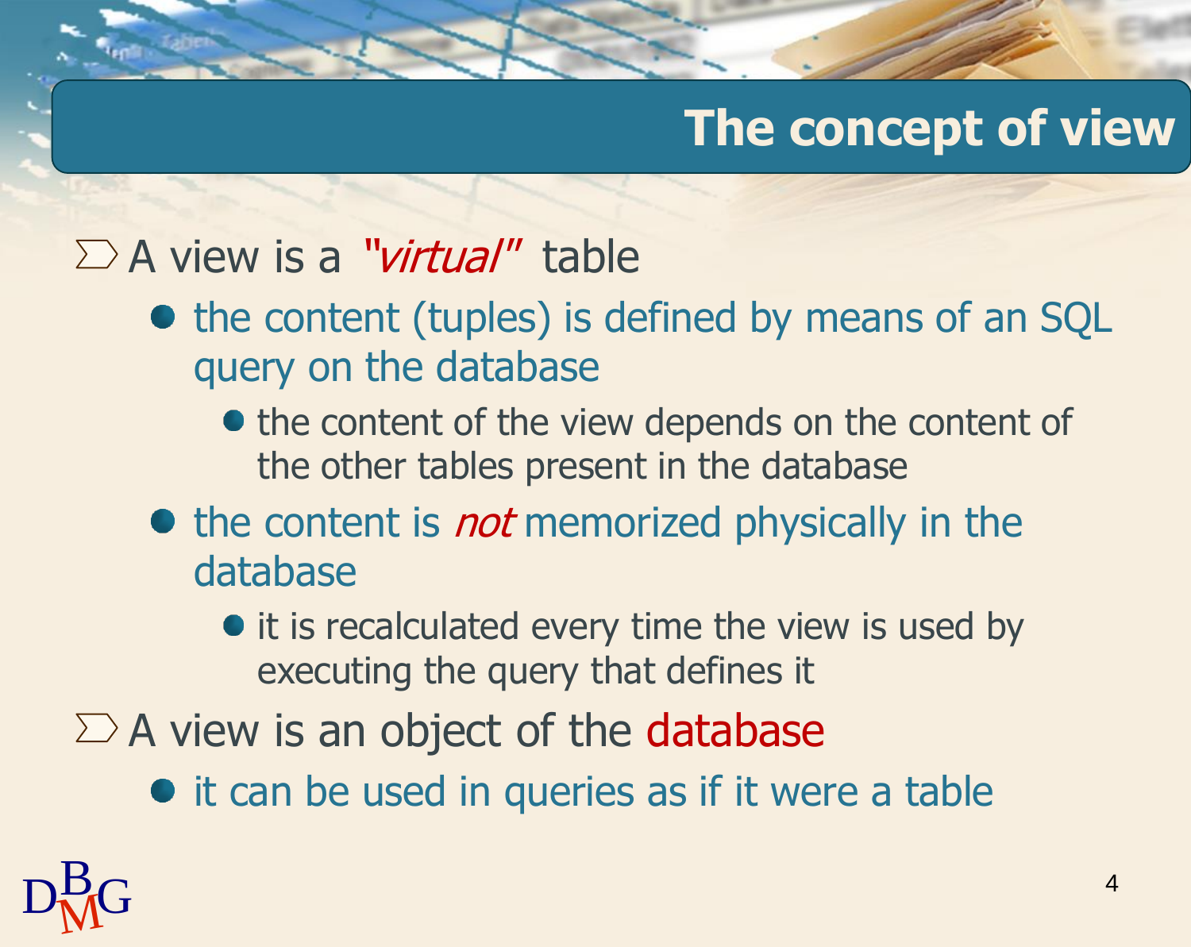# The concept of view

- A view is a *"virtual"* table
  - the content (tuples) is defined by means of an SQL query on the database
    - the content of the view depends on the content of the other tables present in the database
  - the content is *not* memorized physically in the database
    - it is recalculated every time the view is used by executing the query that defines it
- A view is an object of the database
  - it can be used in queries as if it were a table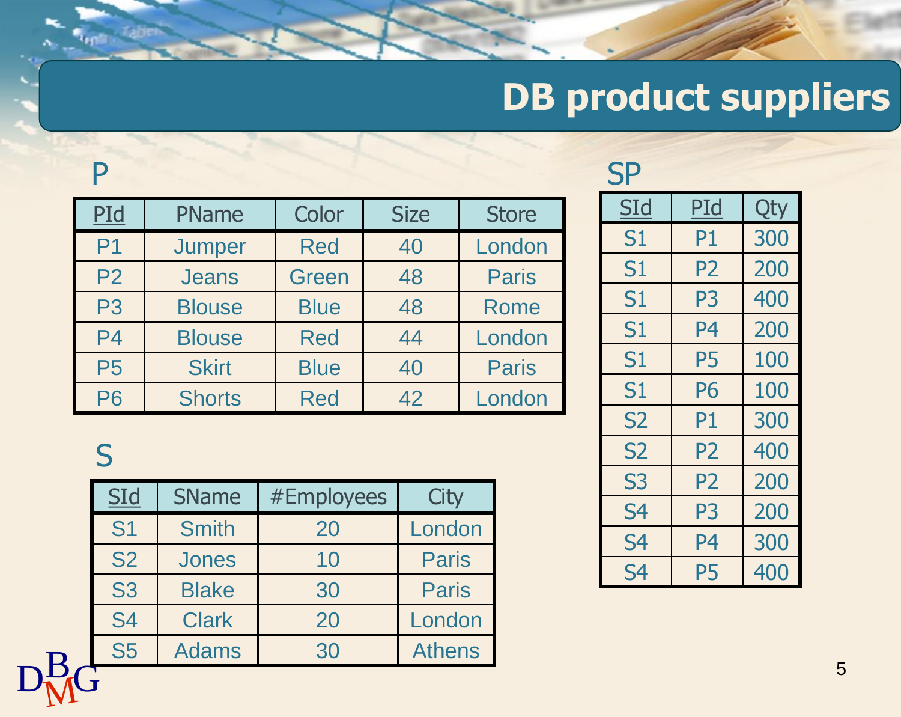# DB product suppliers

## P

| PId | PName | Color | Size | Store |
|---|---|---|---|---|
| P1 | Jumper | Red | 40 | London |
| P2 | Jeans | Green | 48 | Paris |
| P3 | Blouse | Blue | 48 | Rome |
| P4 | Blouse | Red | 44 | London |
| P5 | Skirt | Blue | 40 | Paris |
| P6 | Shorts | Red | 42 | London |

## S

| SId | SName | #Employees | City |
|---|---|---|---|
| S1 | Smith | 20 | London |
| S2 | Jones | 10 | Paris |
| S3 | Blake | 30 | Paris |
| S4 | Clark | 20 | London |
| S5 | Adams | 30 | Athens |

## SP

| SId | PId | Qty |
|---|---|---|
| S1 | P1 | 300 |
| S1 | P2 | 200 |
| S1 | P3 | 400 |
| S1 | P4 | 200 |
| S1 | P5 | 100 |
| S1 | P6 | 100 |
| S2 | P1 | 300 |
| S2 | P2 | 400 |
| S3 | P2 | 200 |
| S4 | P3 | 200 |
| S4 | P4 | 300 |
| S4 | P5 | 400 |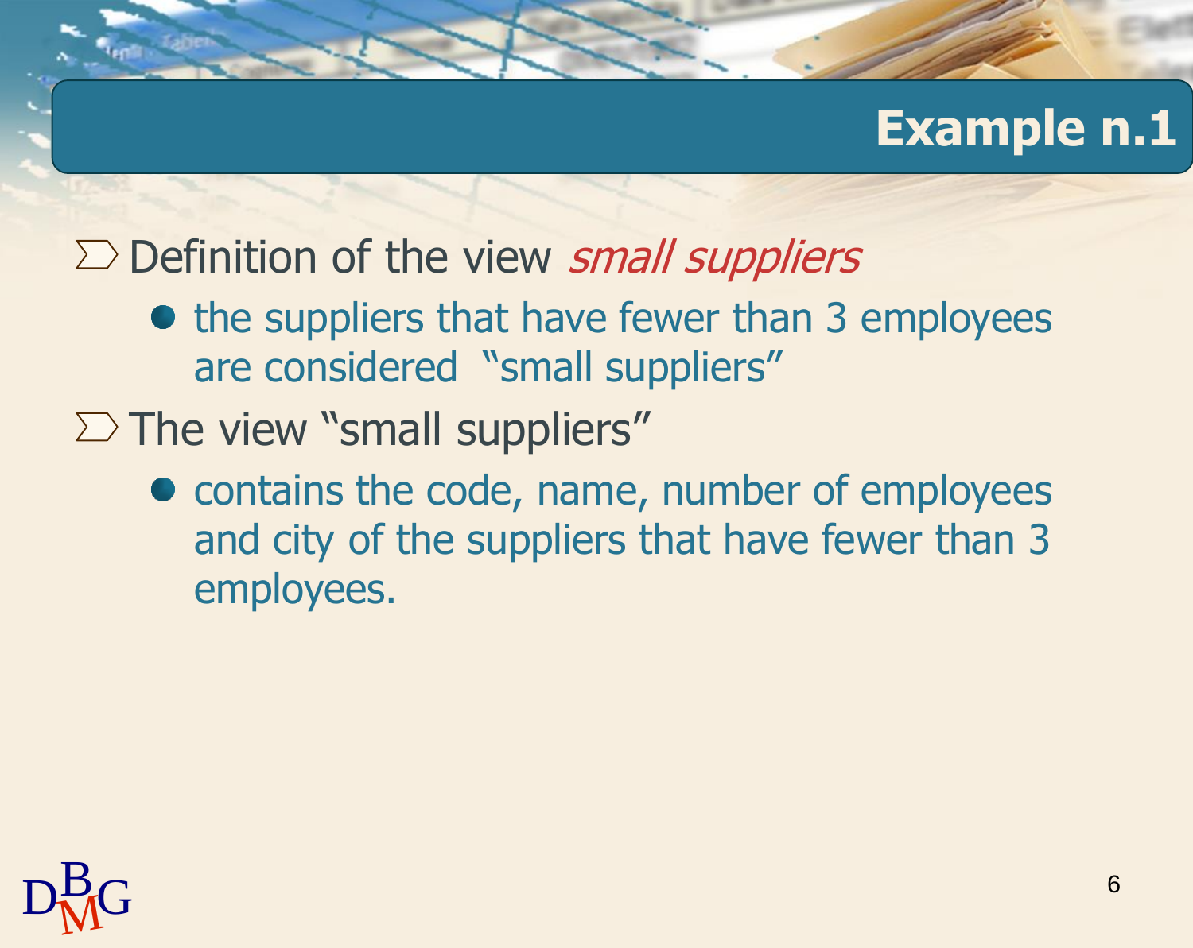# Example n.1

- Definition of the view *small suppliers*
  - the suppliers that have fewer than 3 employees are considered "small suppliers"
- The view "small suppliers"
  - contains the code, name, number of employees and city of the suppliers that have fewer than 3 employees.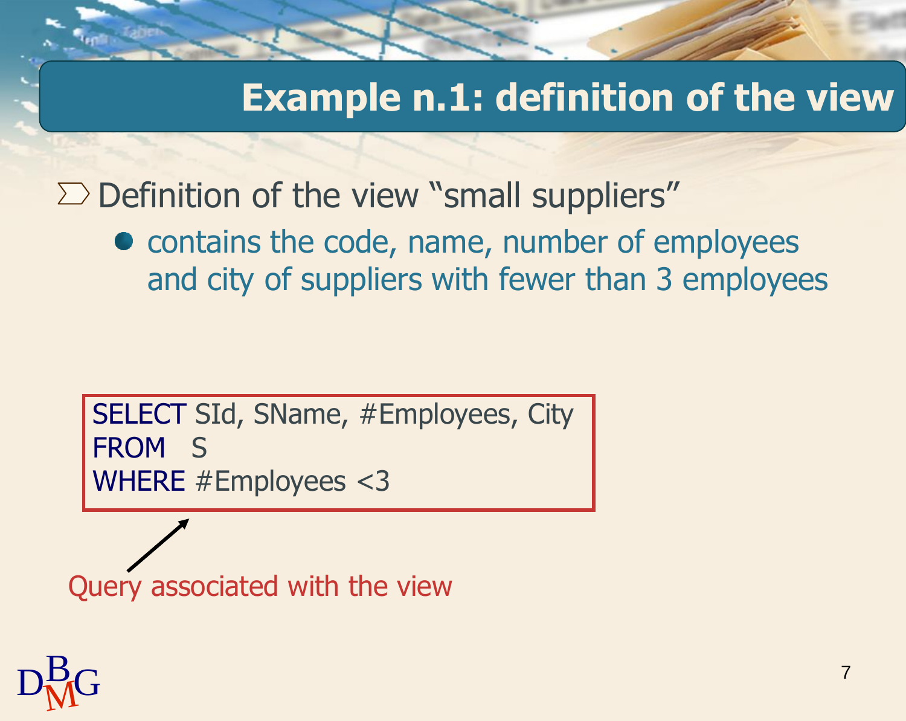# Example n.1: definition of the view

- Definition of the view "small suppliers"
  - contains the code, name, number of employees and city of suppliers with fewer than 3 employees

```
SELECT SId, SName, #Employees, City
FROM   S
WHERE #Employees <3
```

Query associated with the view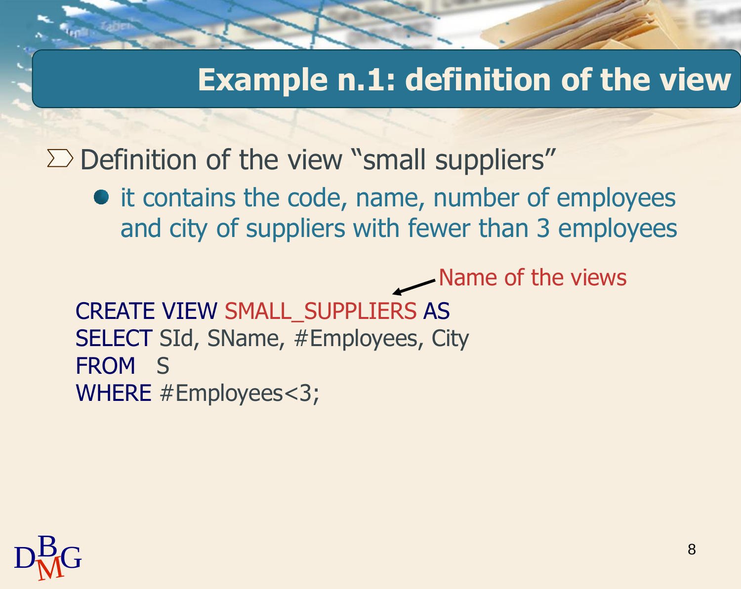# Example n.1: definition of the view

- Definition of the view "small suppliers"
  - it contains the code, name, number of employees and city of suppliers with fewer than 3 employees

Name of the views

```
CREATE VIEW SMALL_SUPPLIERS AS
SELECT SId, SName, #Employees, City
FROM   S
WHERE #Employees<3;
```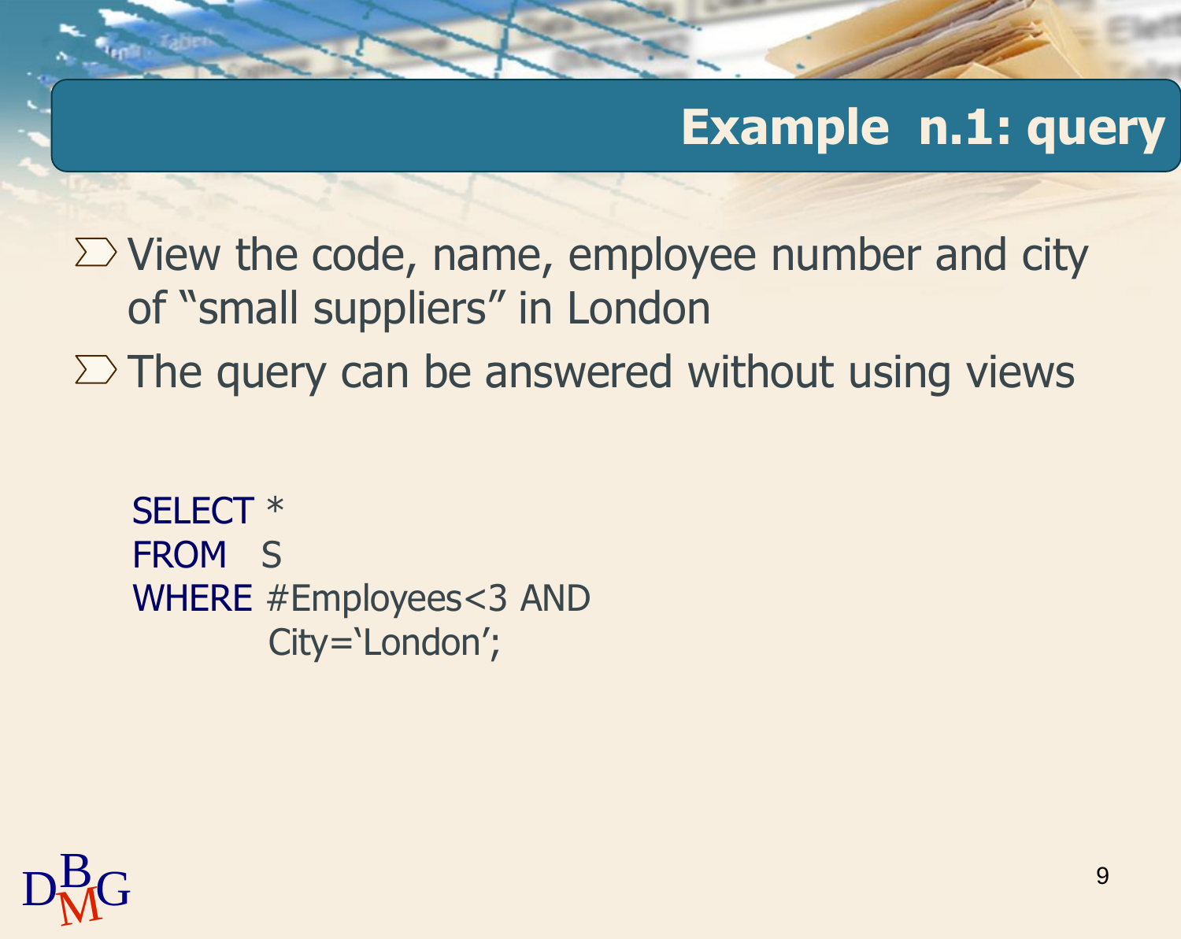# Example n.1: query

- View the code, name, employee number and city of "small suppliers" in London
- The query can be answered without using views

```
SELECT *
FROM   S
WHERE  #Employees<3 AND
       City='London';
```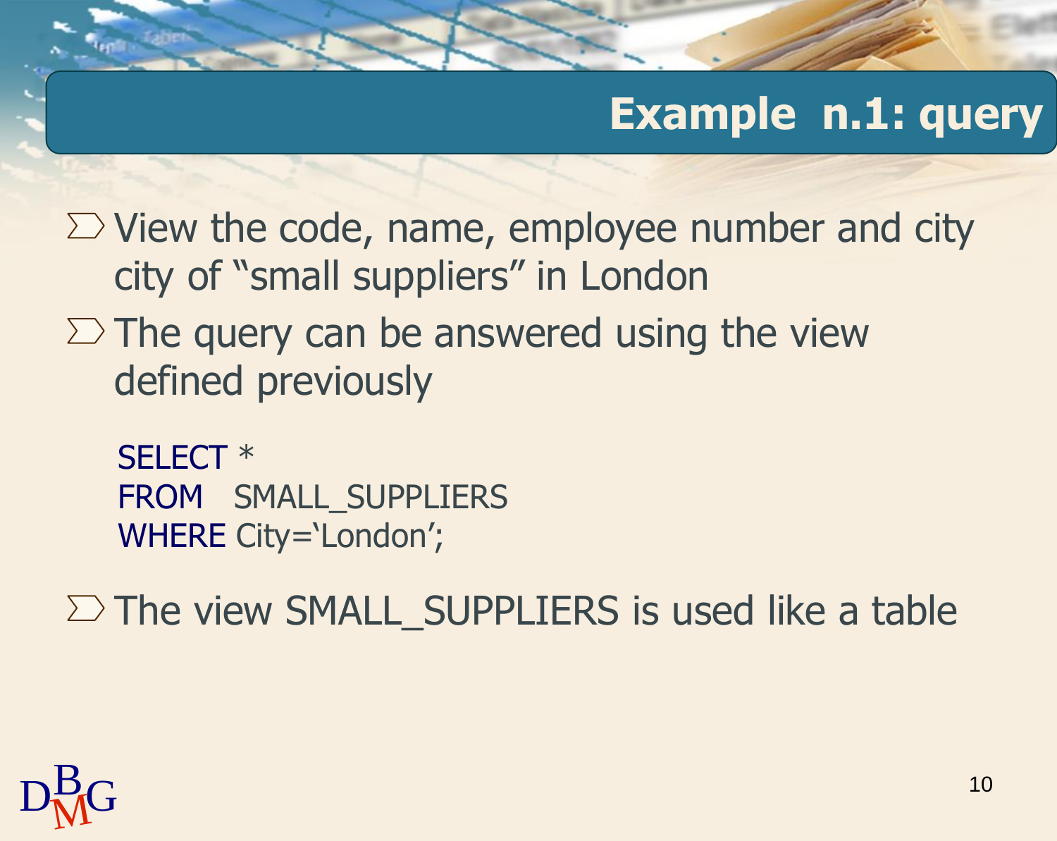# Example n.1: query

- View the code, name, employee number and city city of "small suppliers" in London
- The query can be answered using the view defined previously

```
SELECT *
FROM   SMALL_SUPPLIERS
WHERE City='London';
```

- The view SMALL_SUPPLIERS is used like a table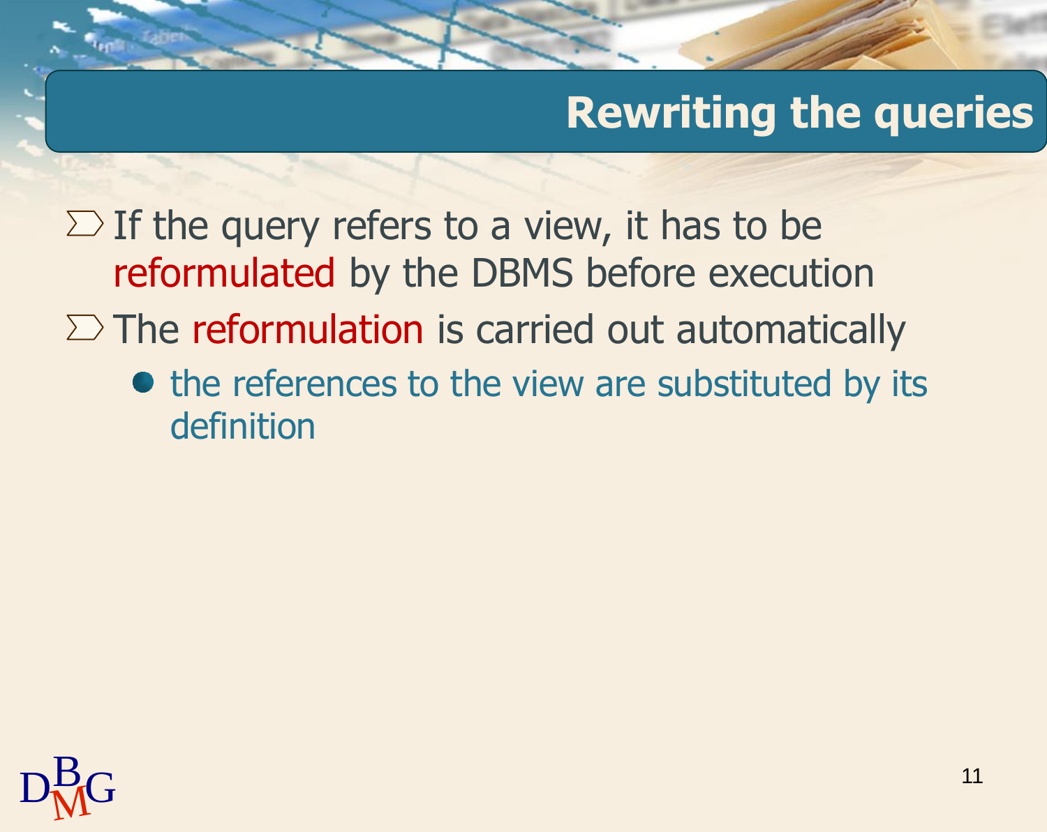# Rewriting the queries

- If the query refers to a view, it has to be reformulated by the DBMS before execution
- The reformulation is carried out automatically
  - the references to the view are substituted by its definition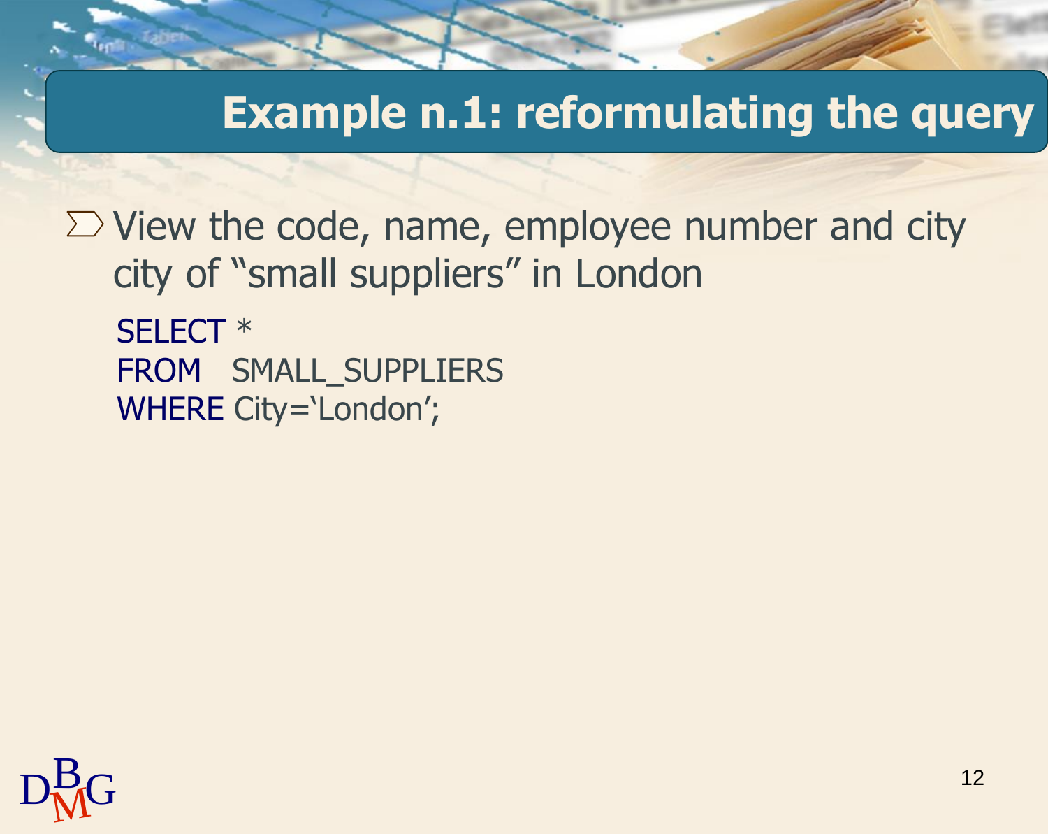# Example n.1: reformulating the query

- View the code, name, employee number and city city of “small suppliers” in London

```
SELECT *
FROM   SMALL_SUPPLIERS
WHERE City=‘London’;
```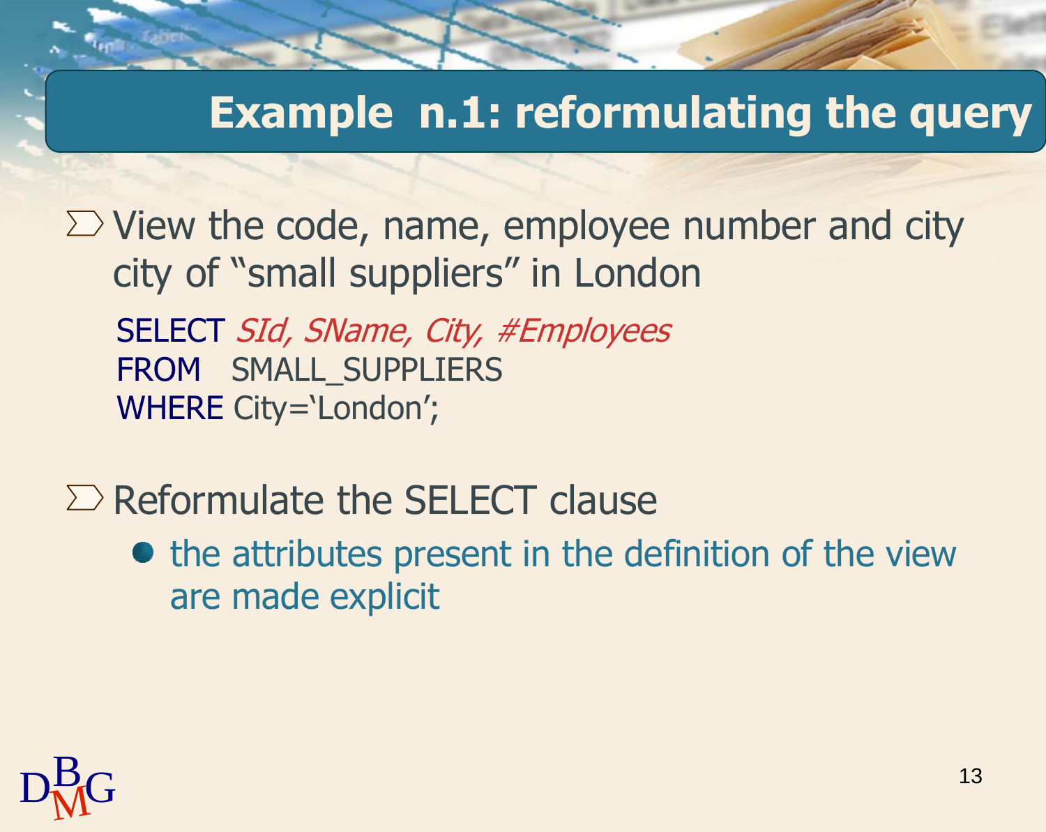# Example n.1: reformulating the query

- View the code, name, employee number and city city of "small suppliers" in London

```
SELECT SId, SName, City, #Employees
FROM   SMALL_SUPPLIERS
WHERE City='London';
```

- Reformulate the SELECT clause
  - the attributes present in the definition of the view are made explicit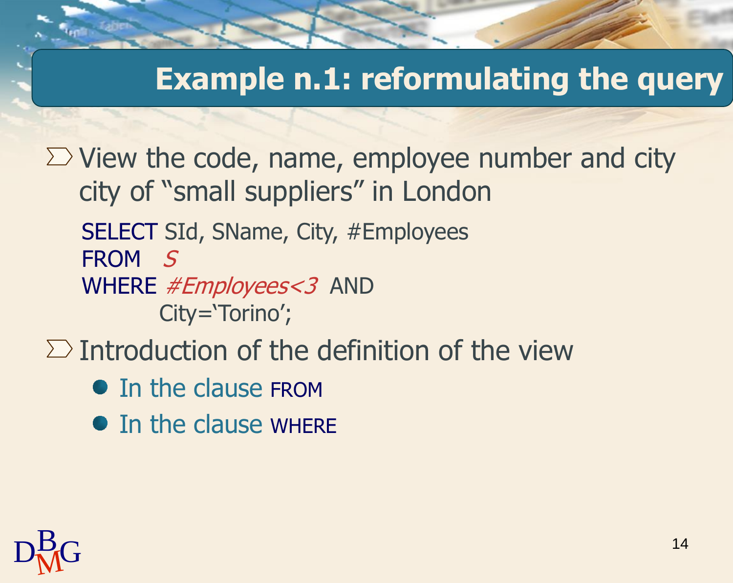# Example n.1: reformulating the query

- View the code, name, employee number and city city of "small suppliers" in London

```
SELECT SId, SName, City, #Employees
FROM   S
WHERE #Employees<3  AND
        City='Torino';
```

- Introduction of the definition of the view
  - In the clause FROM
  - In the clause WHERE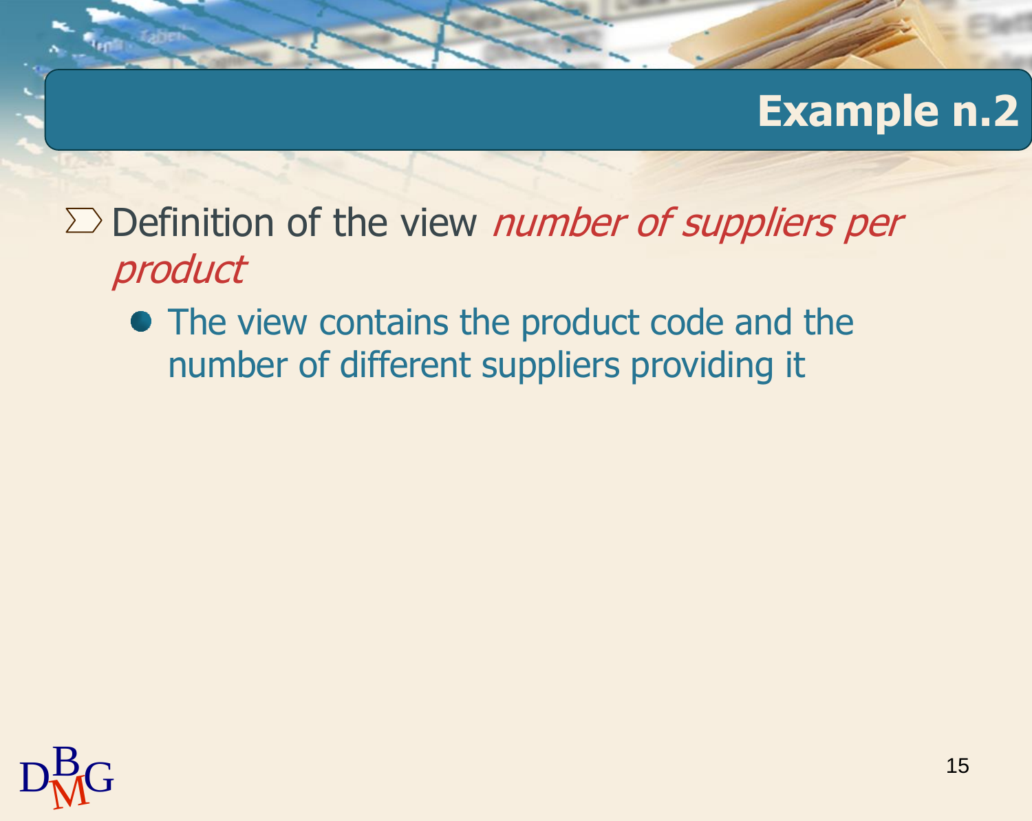# Example n.2

- Definition of the view *number of suppliers per product*
  - The view contains the product code and the number of different suppliers providing it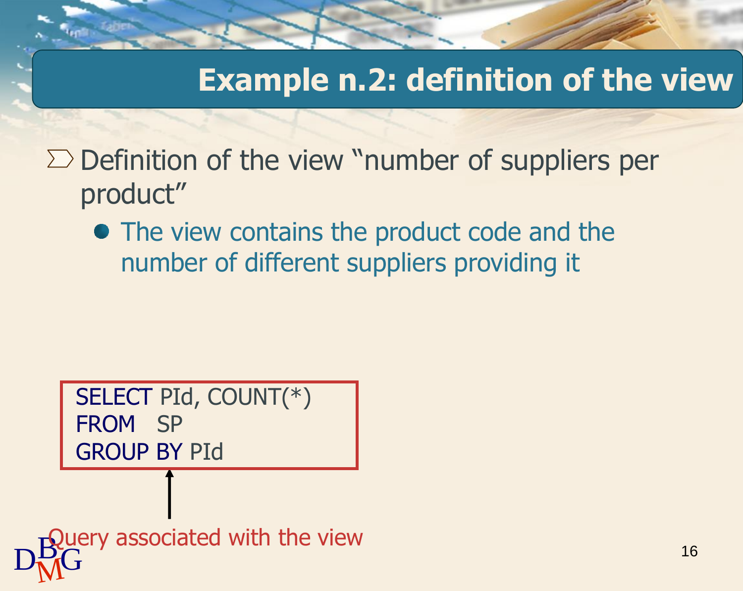# Example n.2: definition of the view

- Definition of the view "number of suppliers per product"
  - The view contains the product code and the number of different suppliers providing it

```
SELECT PId, COUNT(*)
FROM   SP
GROUP BY PId
```

Query associated with the view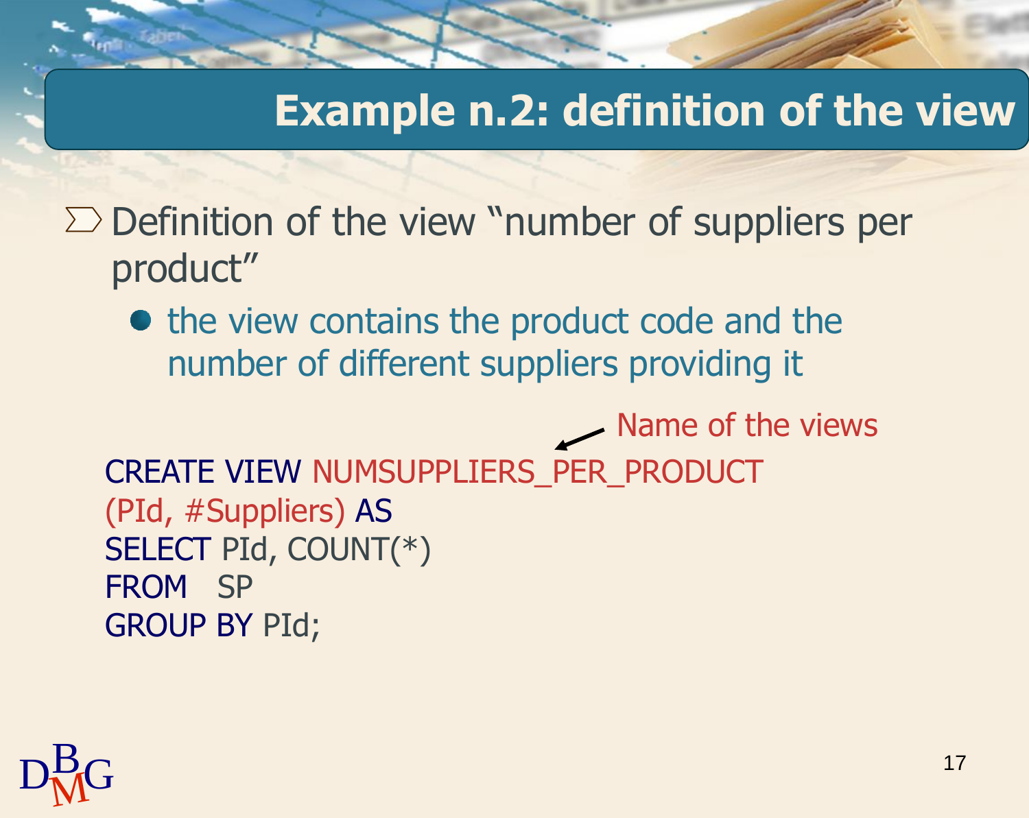## Example n.2: definition of the view

- Definition of the view "number of suppliers per product"
  - the view contains the product code and the number of different suppliers providing it

Name of the views

```
CREATE VIEW NUMSUPPLIERS_PER_PRODUCT
(PId, #Suppliers) AS
SELECT PId, COUNT(*)
FROM   SP
GROUP BY PId;
```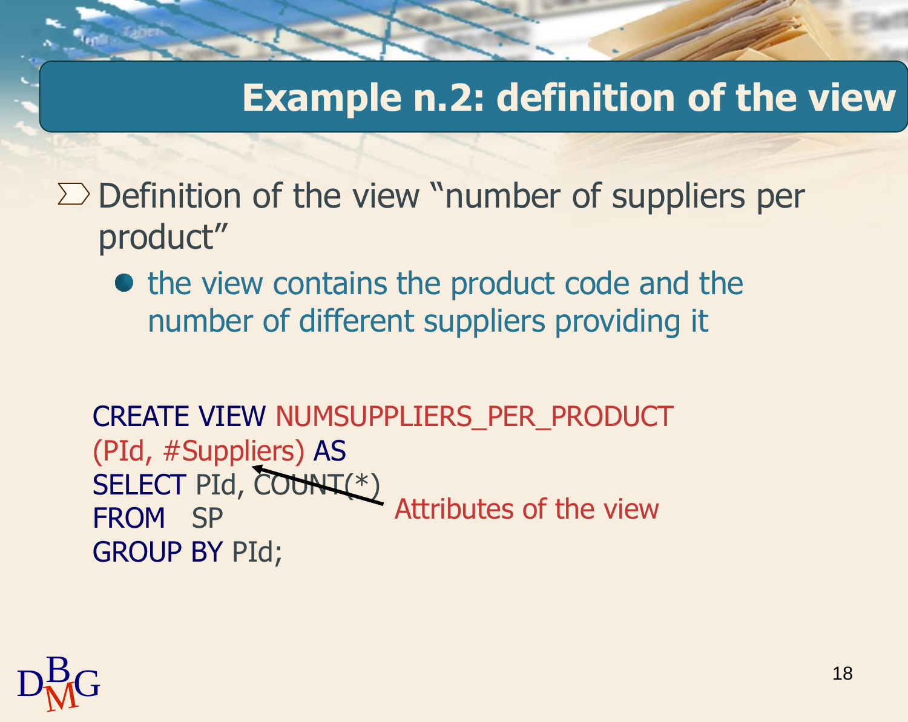# Example n.2: definition of the view

- Definition of the view "number of suppliers per product"
  - the view contains the product code and the number of different suppliers providing it

```
CREATE VIEW NUMSUPPLIERS_PER_PRODUCT
(PId, #Suppliers) AS
SELECT PId, COUNT(*)
FROM   SP
GROUP BY PId;
```

Attributes of the view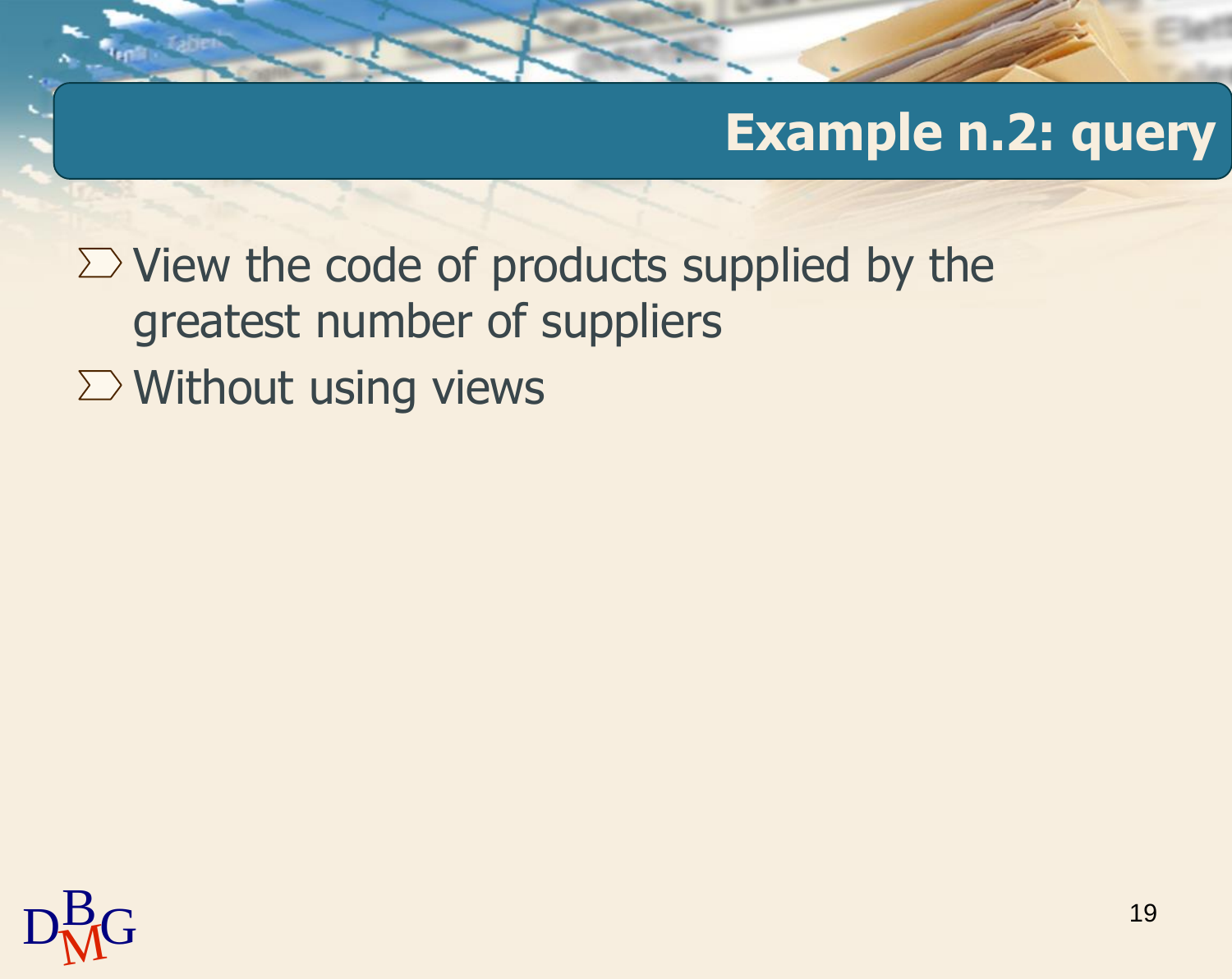# Example n.2: query

- View the code of products supplied by the greatest number of suppliers
- Without using views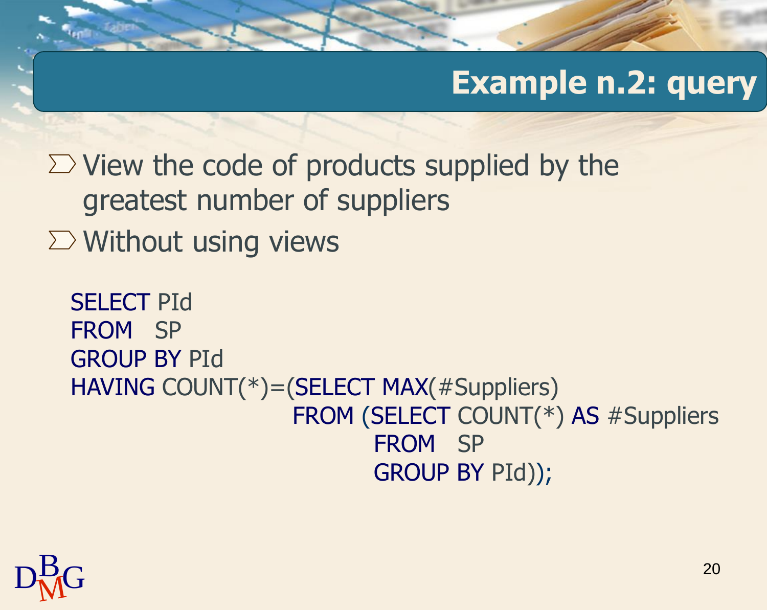# Example n.2: query

- View the code of products supplied by the greatest number of suppliers
- Without using views

```
SELECT PId
FROM   SP
GROUP BY PId
HAVING COUNT(*)=(SELECT MAX(#Suppliers)
                 FROM (SELECT COUNT(*) AS #Suppliers
                       FROM   SP
                       GROUP BY PId));
```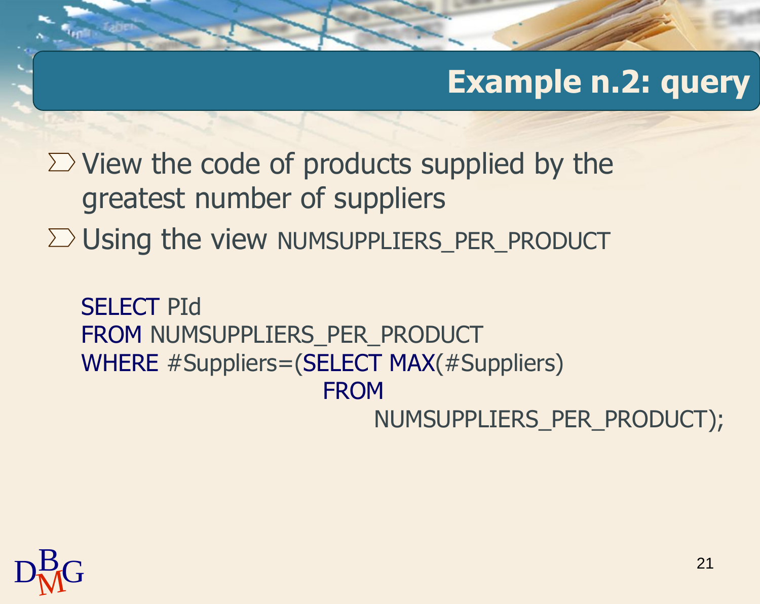# Example n.2: query

- View the code of products supplied by the greatest number of suppliers
- Using the view NUMSUPPLIERS_PER_PRODUCT

```
SELECT PId
FROM NUMSUPPLIERS_PER_PRODUCT
WHERE #Suppliers=(SELECT MAX(#Suppliers)
                  FROM
                      NUMSUPPLIERS_PER_PRODUCT);
```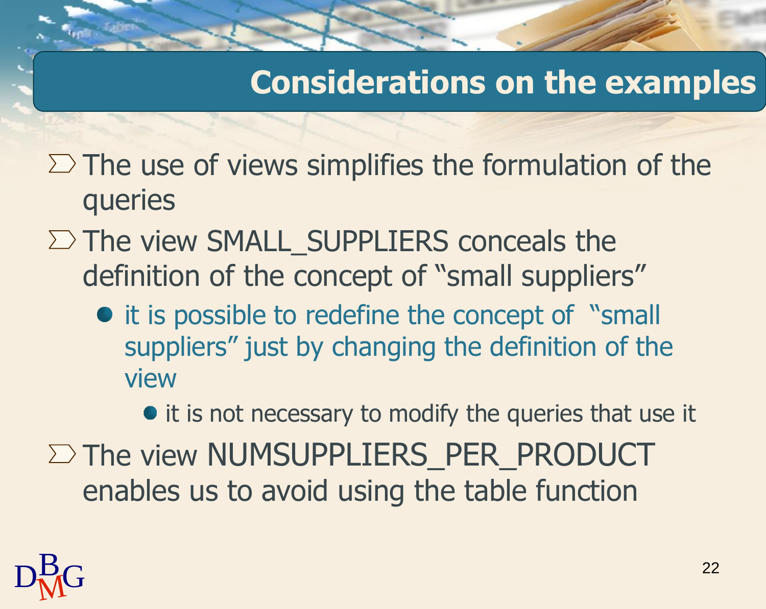# Considerations on the examples

- The use of views simplifies the formulation of the queries
- The view SMALL_SUPPLIERS conceals the definition of the concept of "small suppliers"
  - it is possible to redefine the concept of "small suppliers" just by changing the definition of the view
    - it is not necessary to modify the queries that use it
- The view NUMSUPPLIERS_PER_PRODUCT enables us to avoid using the table function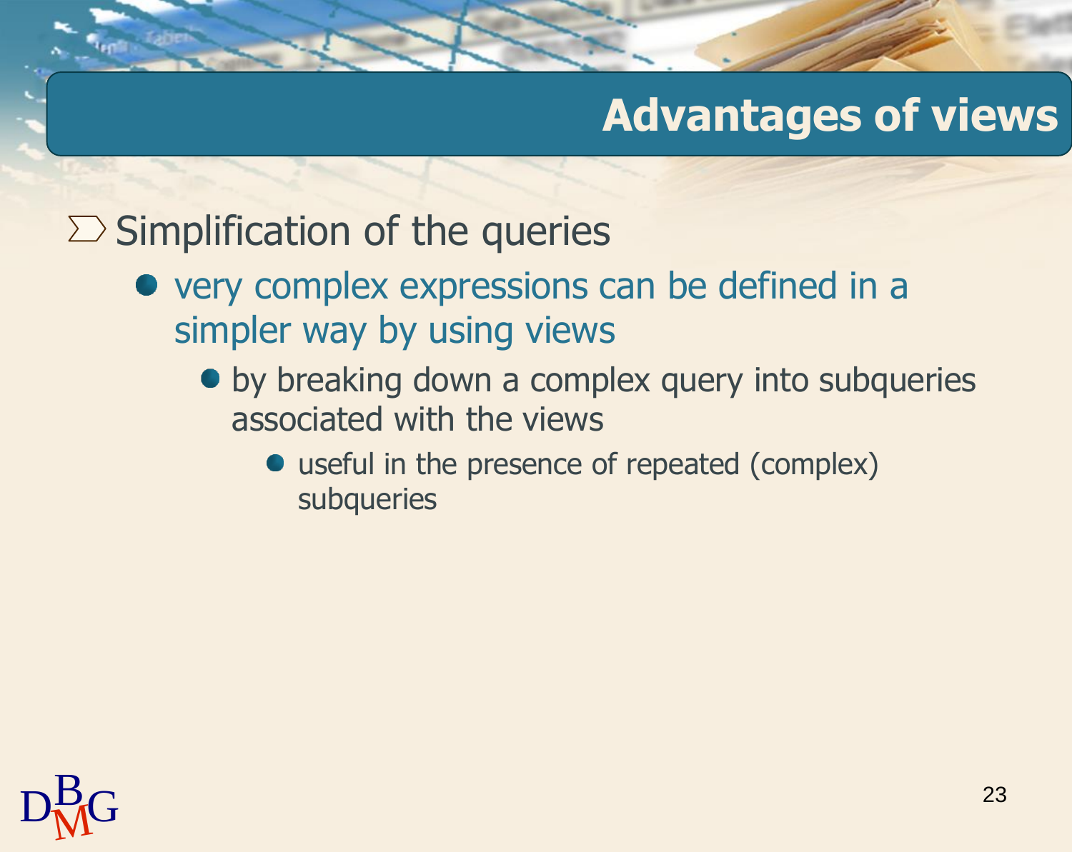# Advantages of views

- Simplification of the queries
  - very complex expressions can be defined in a simpler way by using views
    - by breaking down a complex query into subqueries associated with the views
      - useful in the presence of repeated (complex) subqueries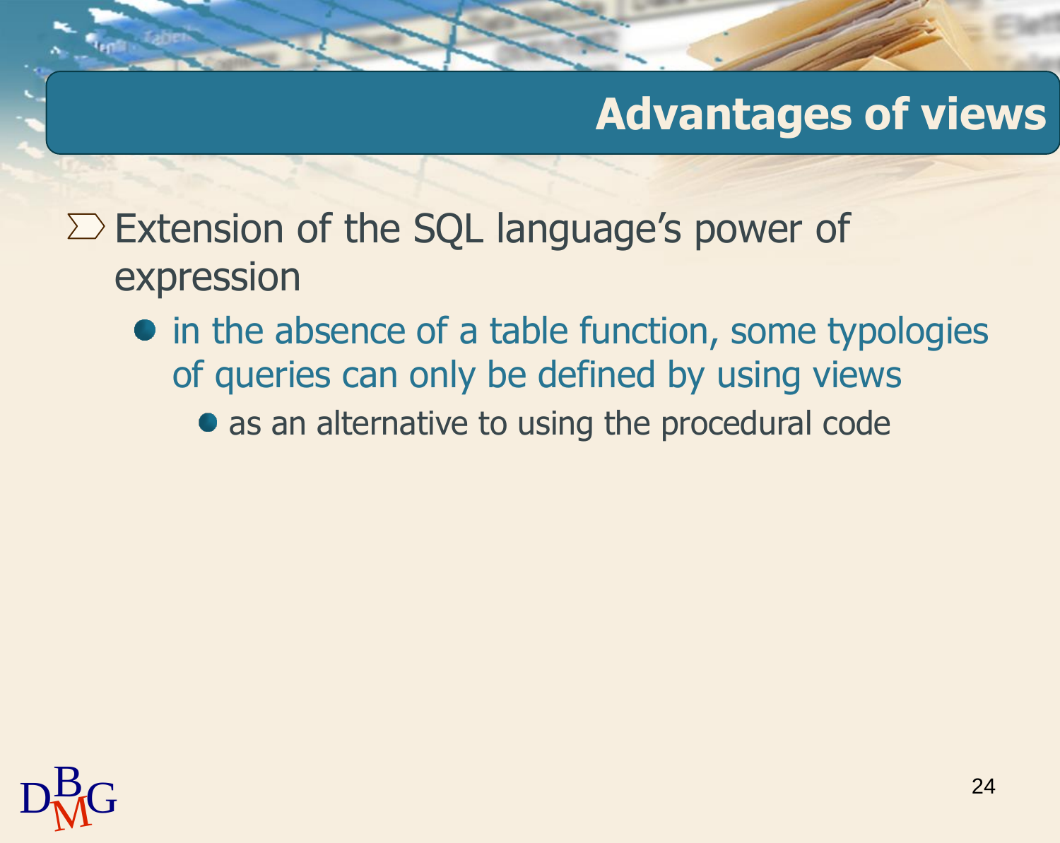## Advantages of views

- Extension of the SQL language's power of expression
  - in the absence of a table function, some typologies of queries can only be defined by using views
    - as an alternative to using the procedural code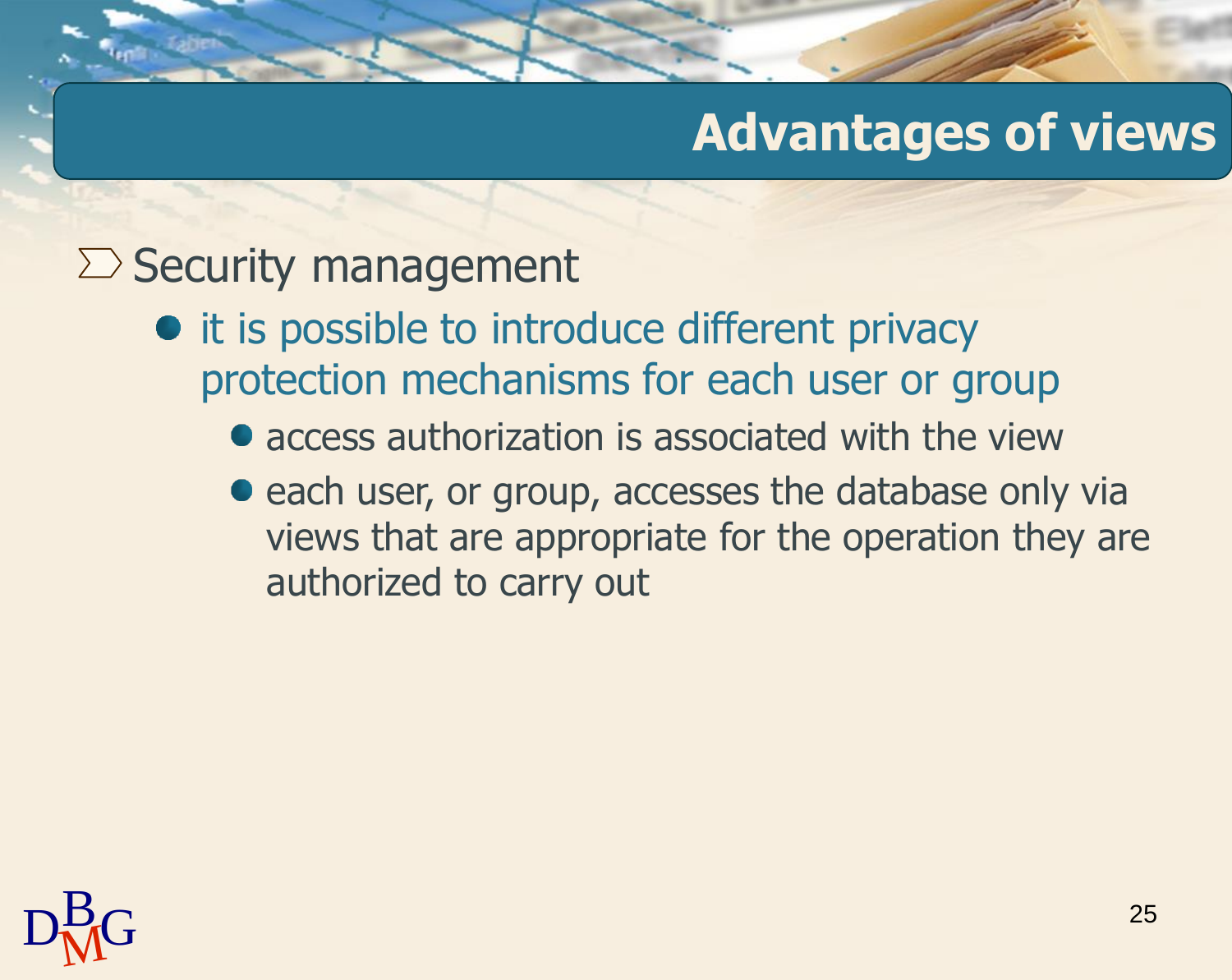# Advantages of views

- Security management
  - it is possible to introduce different privacy protection mechanisms for each user or group
    - access authorization is associated with the view
    - each user, or group, accesses the database only via views that are appropriate for the operation they are authorized to carry out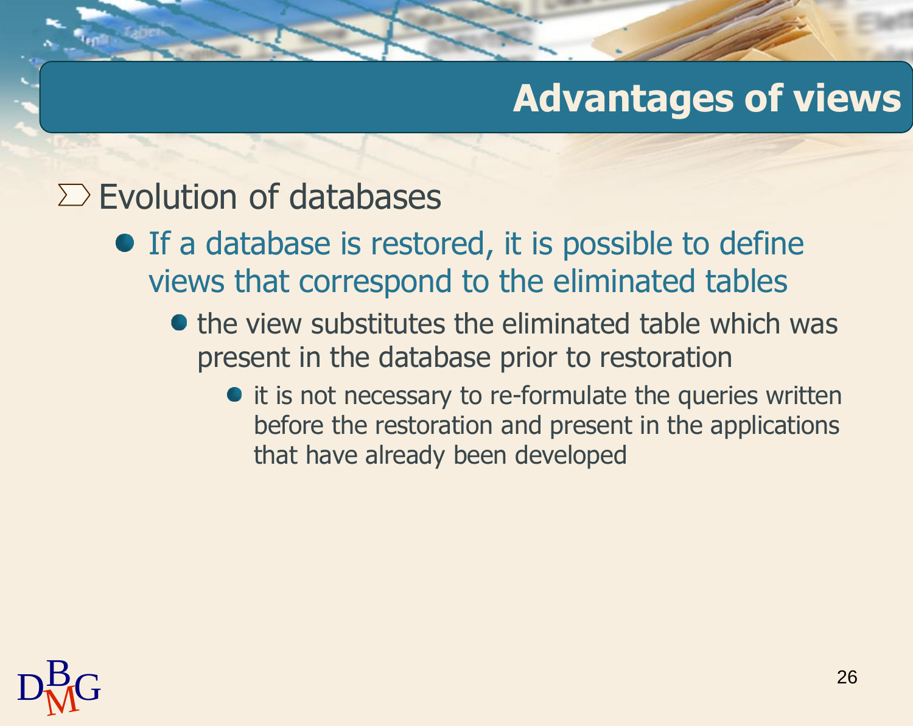# Advantages of views

- Evolution of databases
  - If a database is restored, it is possible to define views that correspond to the eliminated tables
    - the view substitutes the eliminated table which was present in the database prior to restoration
      - it is not necessary to re-formulate the queries written before the restoration and present in the applications that have already been developed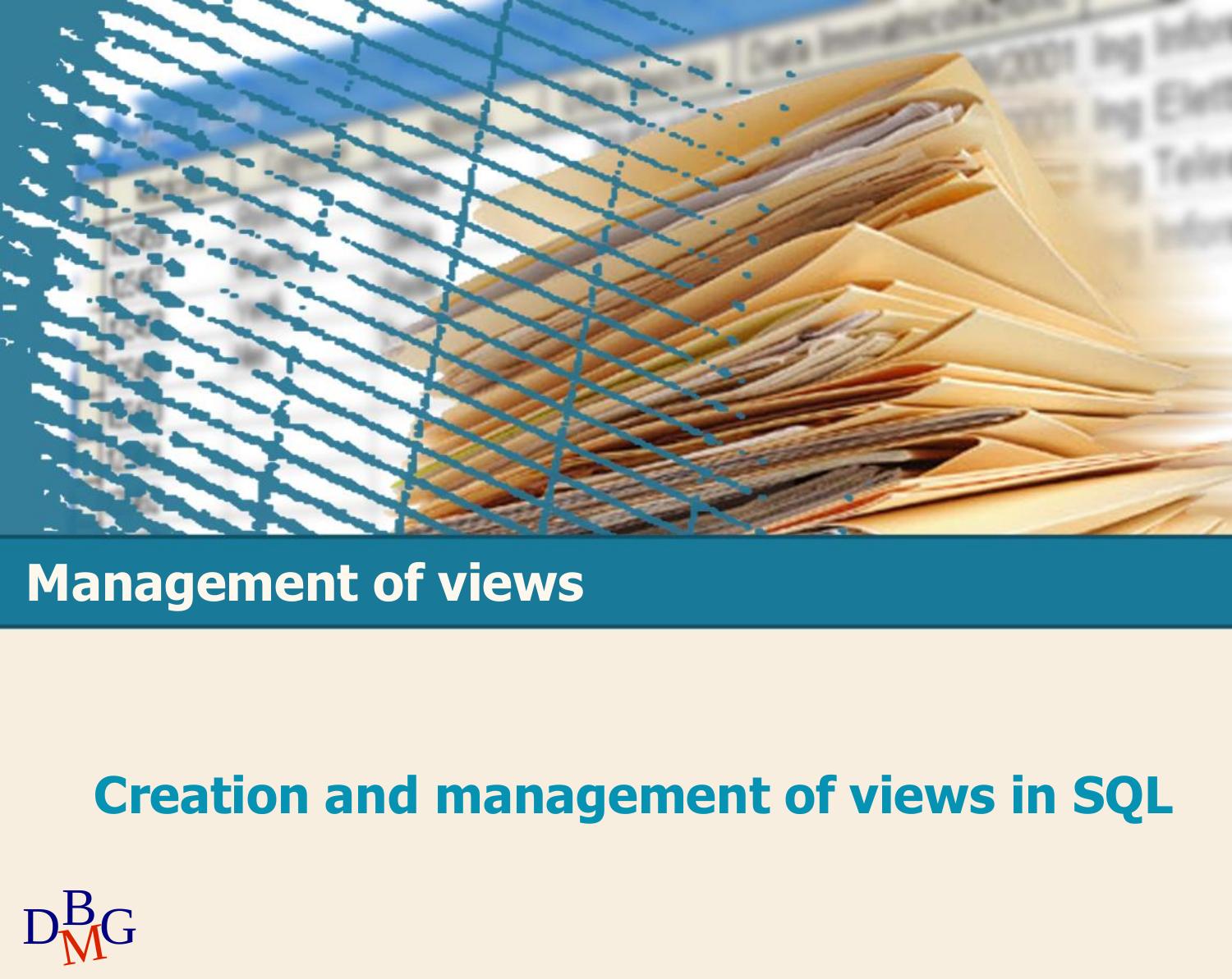# Management of views

## Creation and management of views in SQL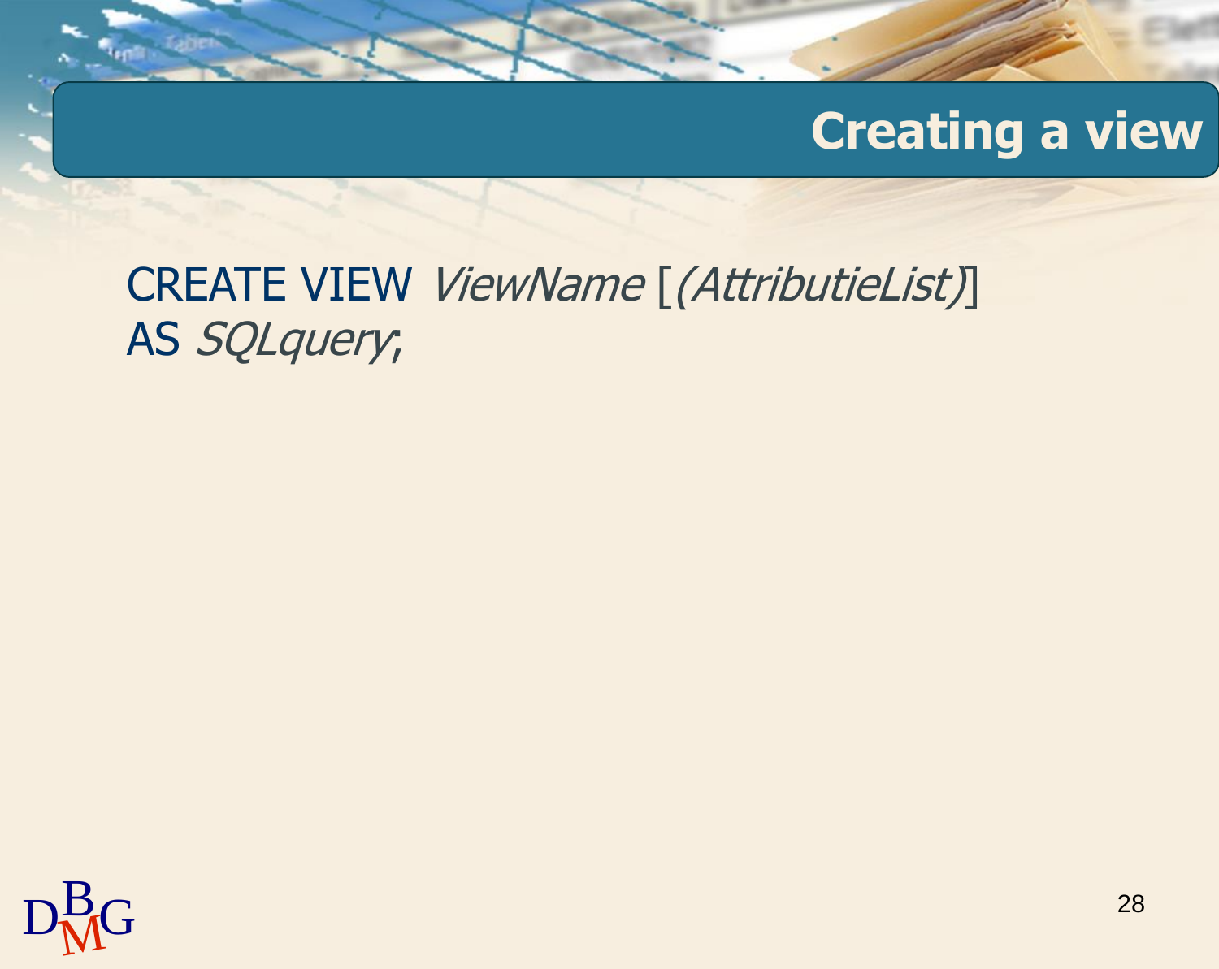# Creating a view

CREATE VIEW *ViewName* [*(AttributieList)*]
AS *SQLquery*;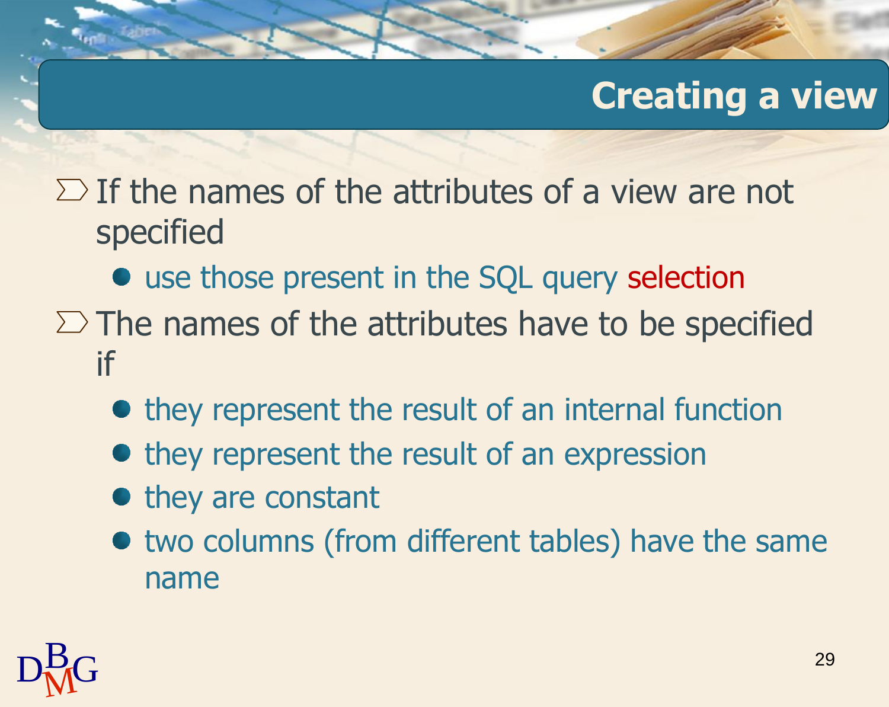# Creating a view

- If the names of the attributes of a view are not specified
  - use those present in the SQL query selection
- The names of the attributes have to be specified if
  - they represent the result of an internal function
  - they represent the result of an expression
  - they are constant
  - two columns (from different tables) have the same name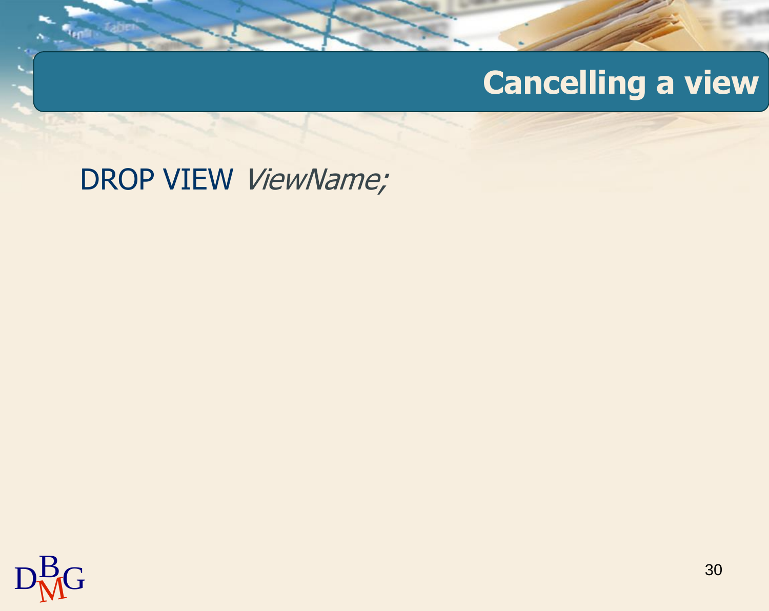## Cancelling a view

DROP VIEW *ViewName;*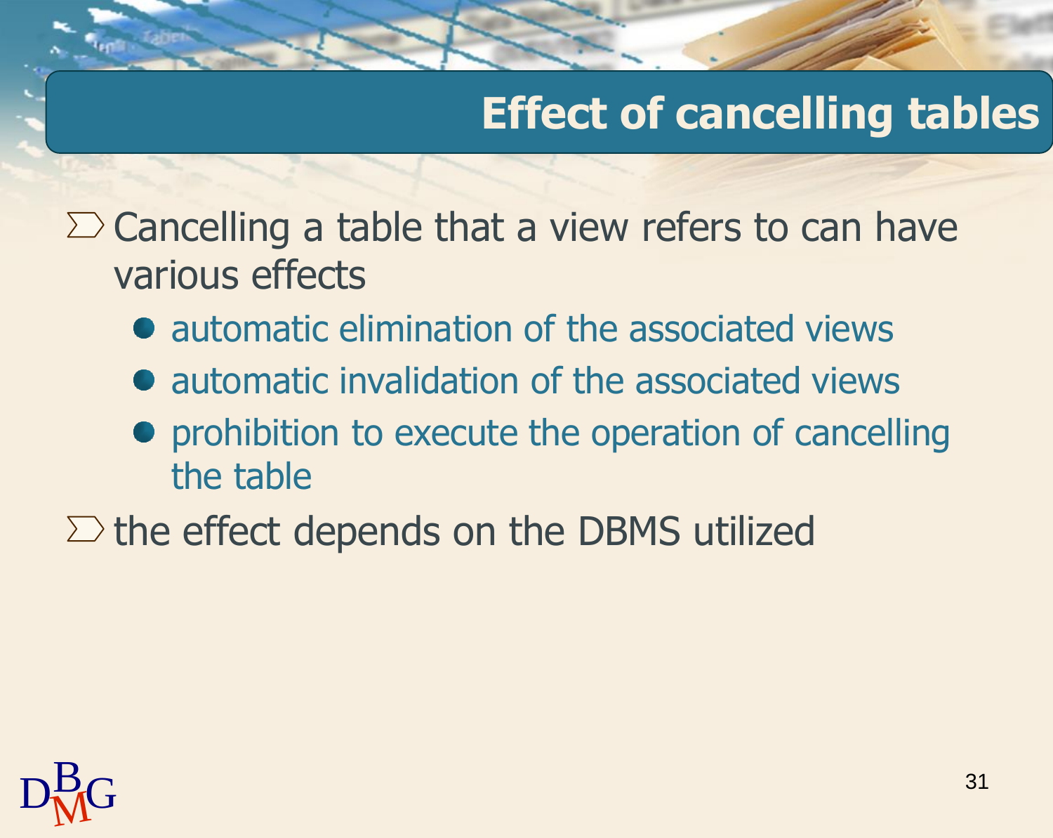# Effect of cancelling tables

- Cancelling a table that a view refers to can have various effects
  - automatic elimination of the associated views
  - automatic invalidation of the associated views
  - prohibition to execute the operation of cancelling the table
- the effect depends on the DBMS utilized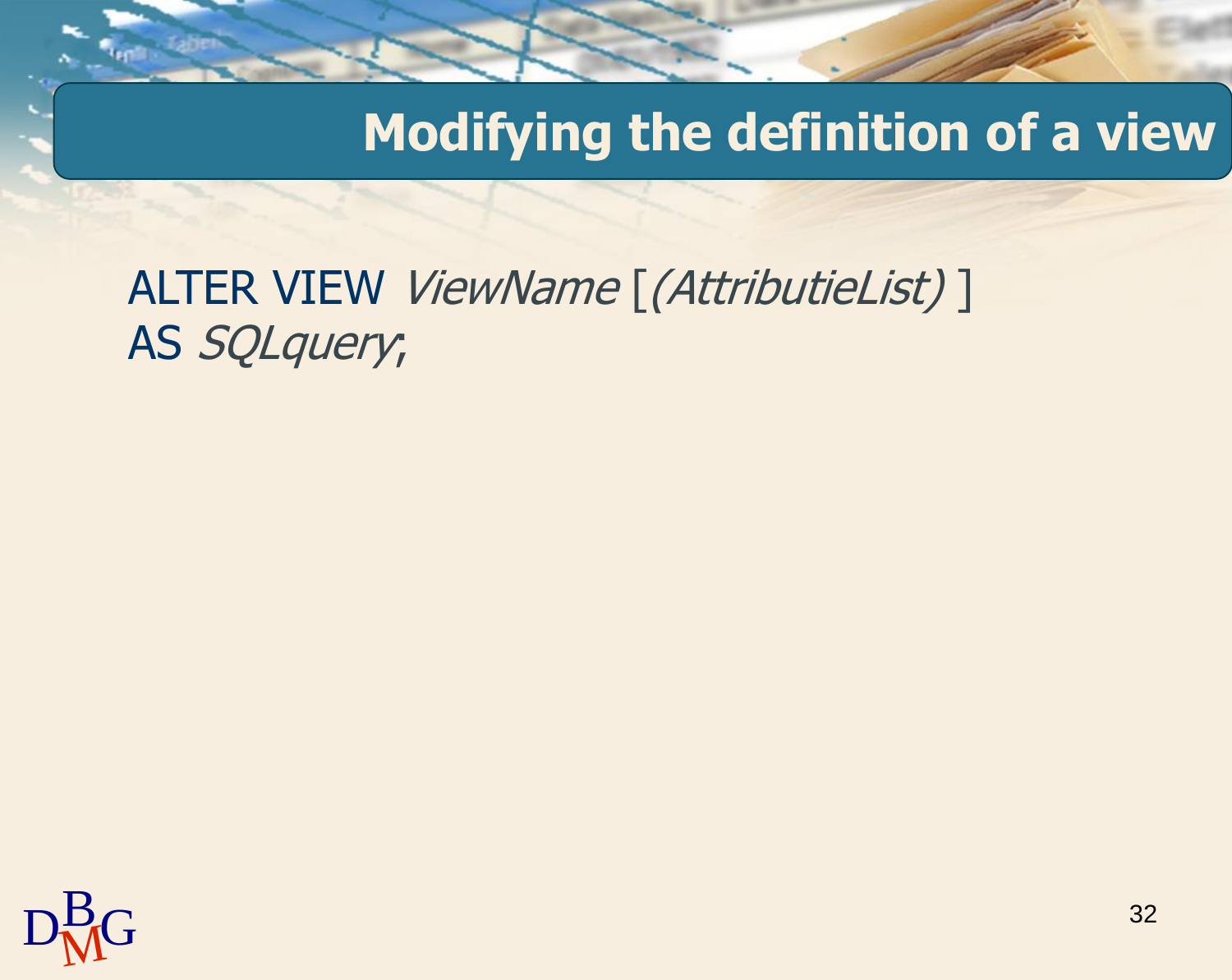# Modifying the definition of a view

ALTER VIEW *ViewName* [*(AttributieList)* ]
AS *SQLquery*;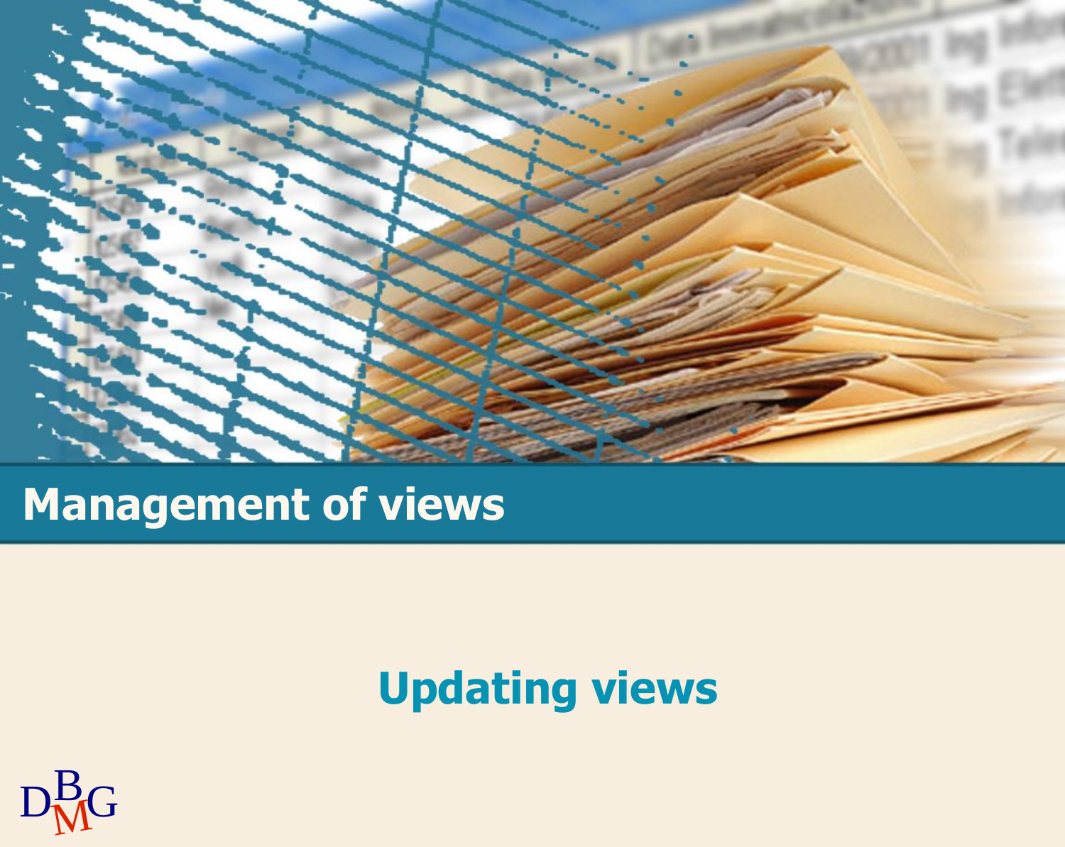# Management of views

## Updating views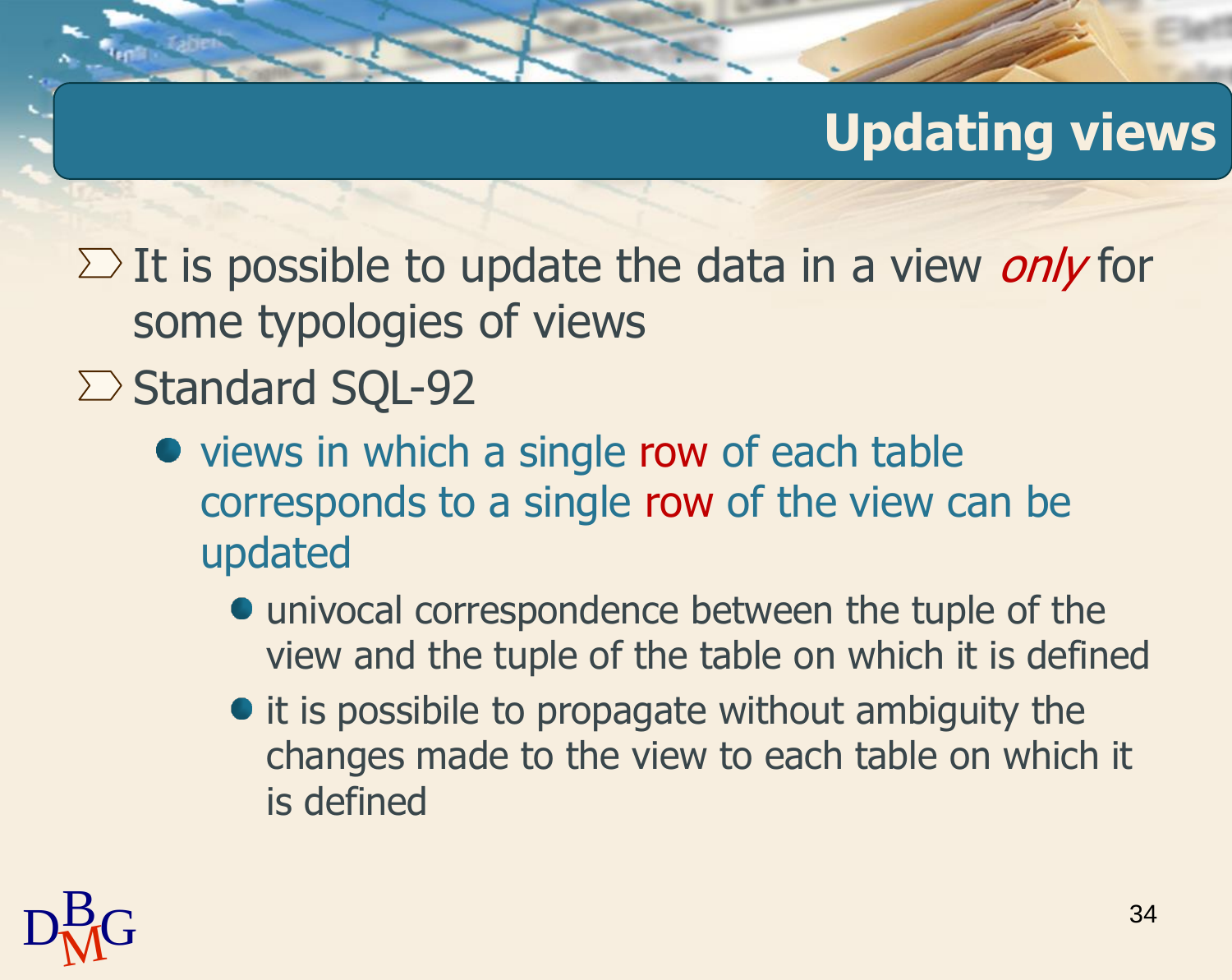# Updating views

- It is possible to update the data in a view *only* for some typologies of views
- Standard SQL-92
  - views in which a single row of each table corresponds to a single row of the view can be updated
    - univocal correspondence between the tuple of the view and the tuple of the table on which it is defined
    - it is possibile to propagate without ambiguity the changes made to the view to each table on which it is defined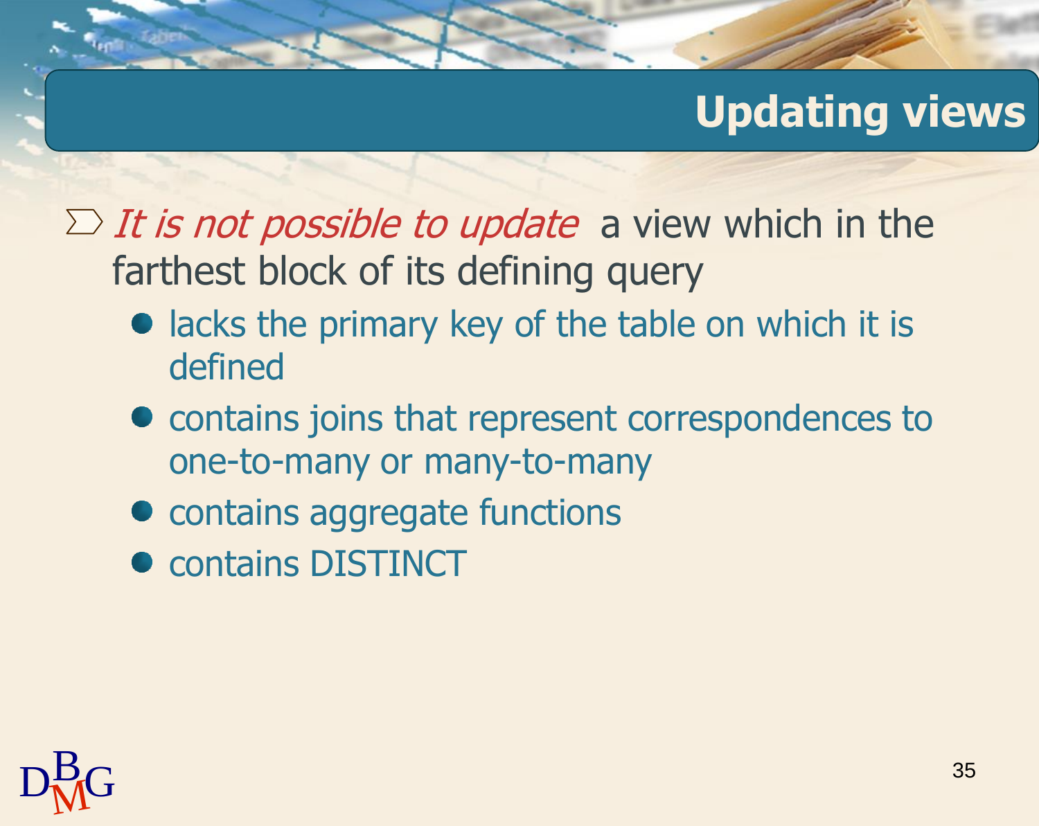# Updating views

- *It is not possible to update* a view which in the farthest block of its defining query
  - lacks the primary key of the table on which it is defined
  - contains joins that represent correspondences to one-to-many or many-to-many
  - contains aggregate functions
  - contains DISTINCT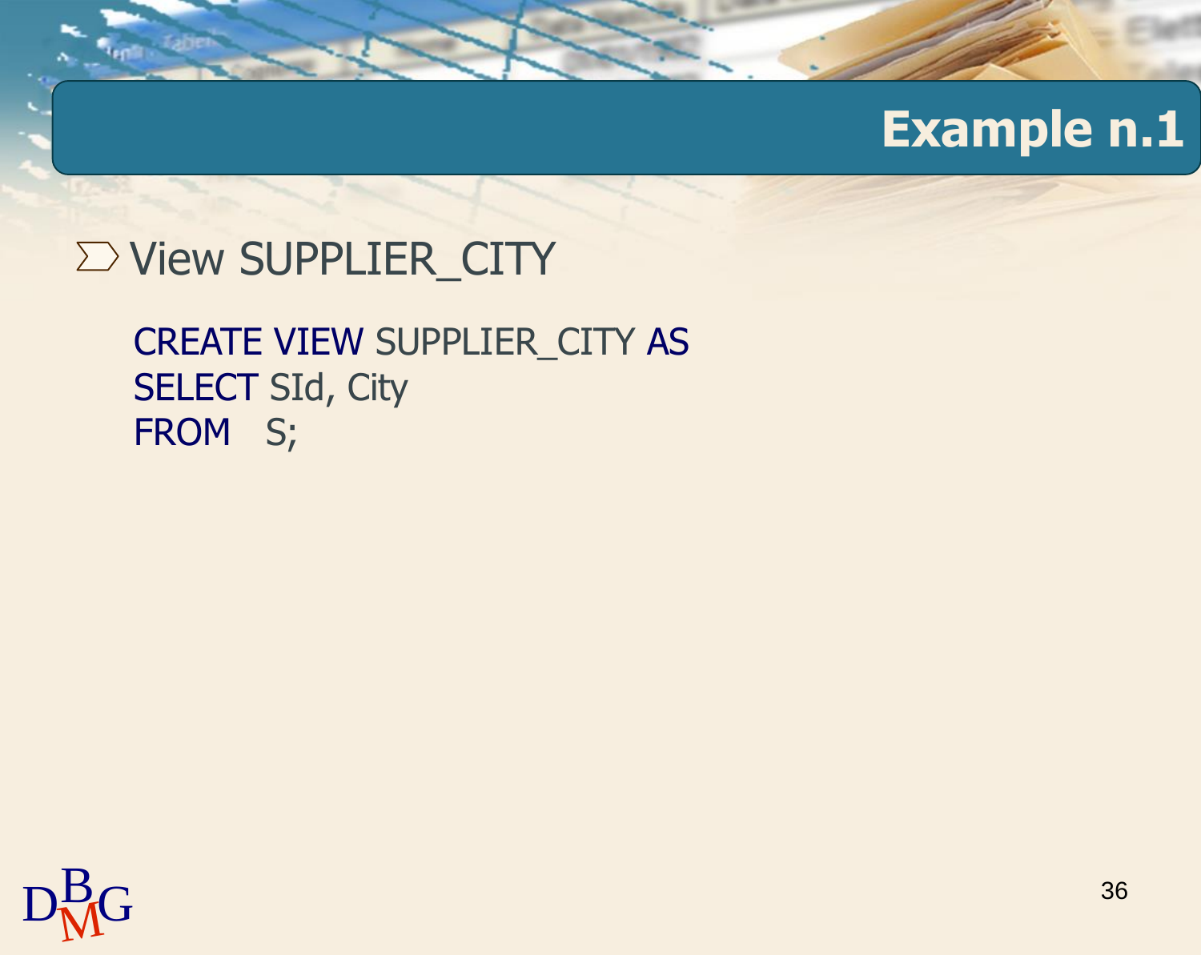# Example n.1

- View SUPPLIER_CITY

```
CREATE VIEW SUPPLIER_CITY AS
SELECT SId, City
FROM   S;
```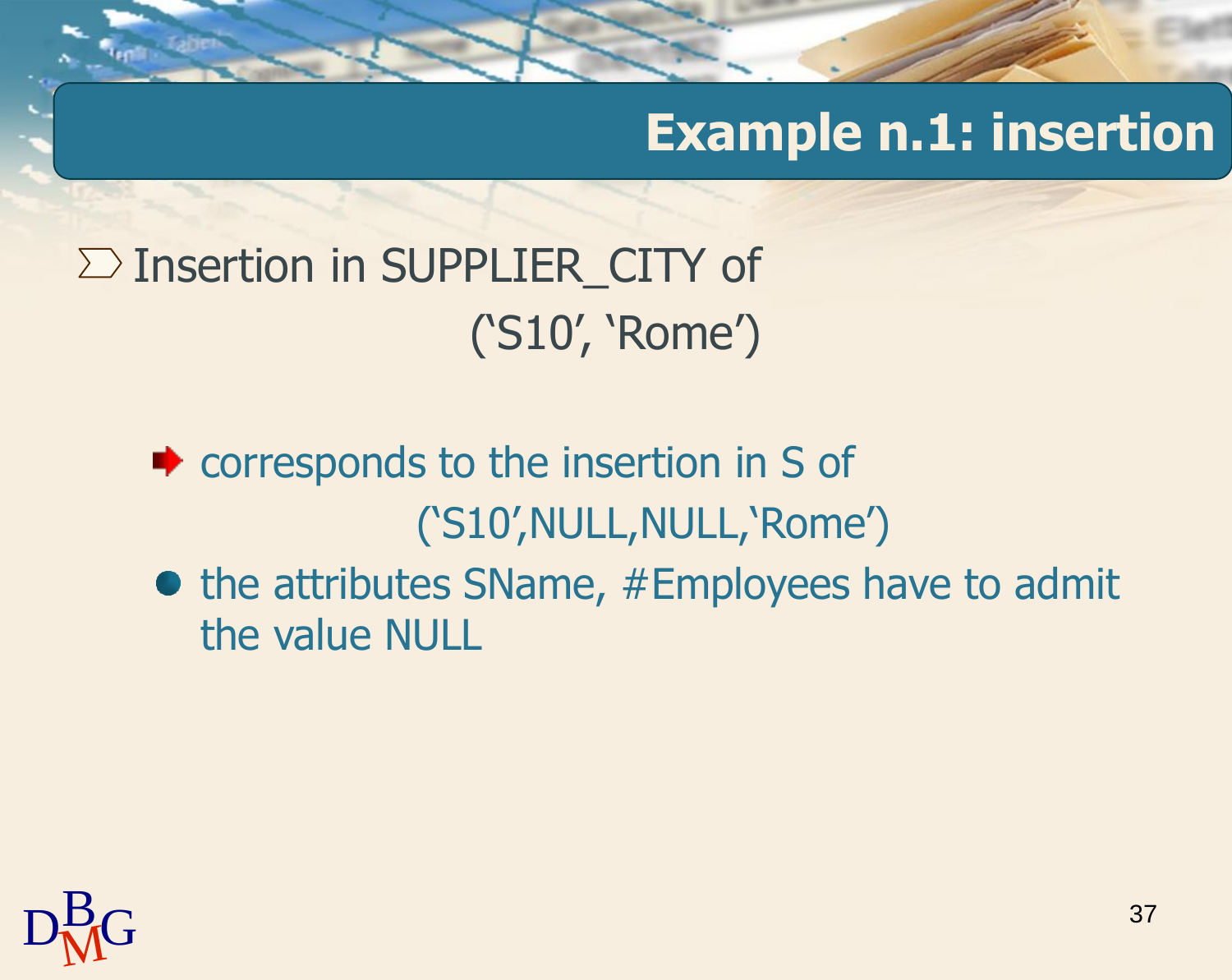# Example n.1: insertion

- Insertion in SUPPLIER_CITY of
  (‘S10’, ‘Rome’)
  - corresponds to the insertion in S of
    (‘S10’,NULL,NULL,‘Rome’)
  - the attributes SName, #Employees have to admit the value NULL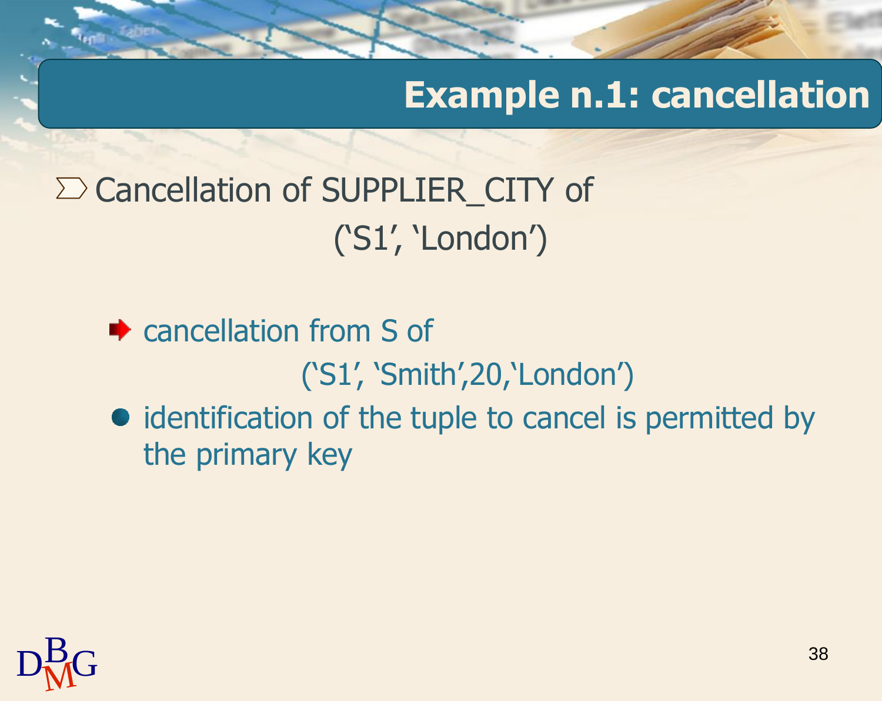# Example n.1: cancellation

- Cancellation of SUPPLIER_CITY of

  ('S1', 'London')

  - cancellation from S of

    ('S1', 'Smith',20,'London')

  - identification of the tuple to cancel is permitted by the primary key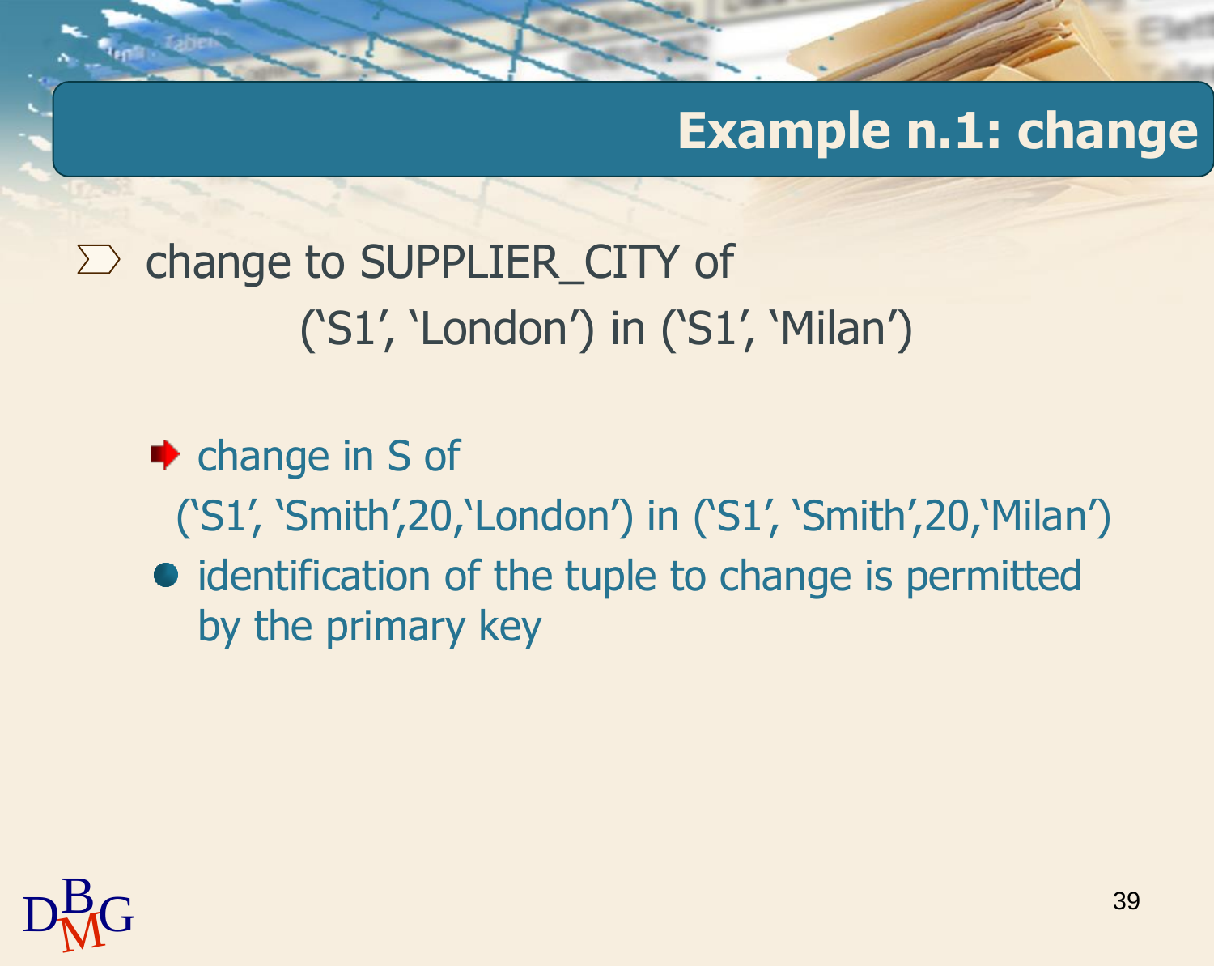# Example n.1: change

- change to SUPPLIER_CITY of
  (‘S1’, ‘London’) in (‘S1’, ‘Milan’)

  - change in S of
    (‘S1’, ‘Smith’,20,‘London’) in (‘S1’, ‘Smith’,20,‘Milan’)
  - identification of the tuple to change is permitted by the primary key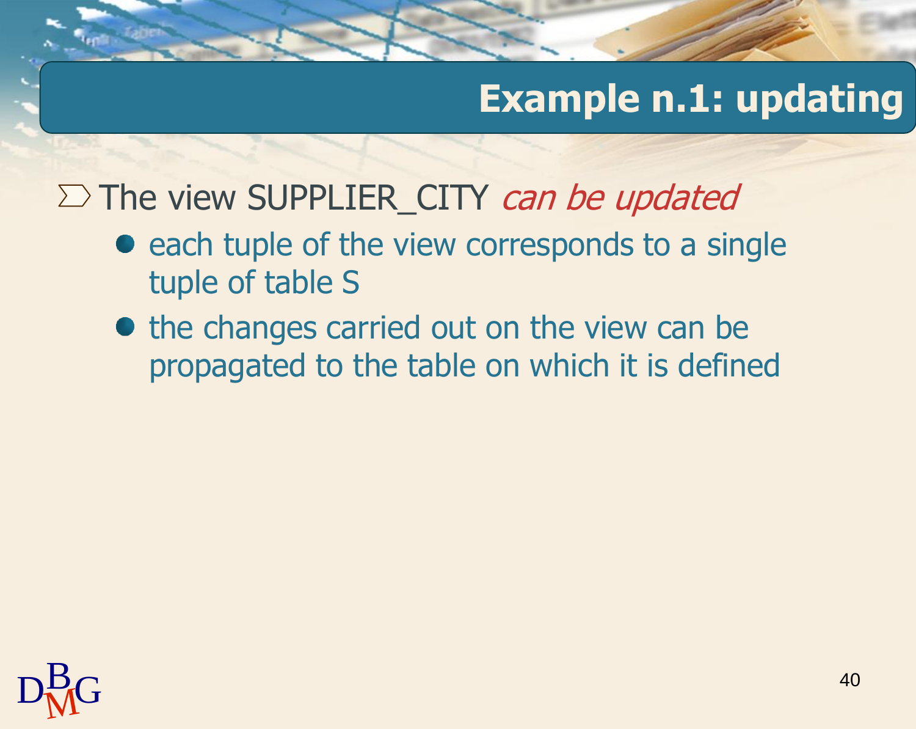# Example n.1: updating

- The view SUPPLIER_CITY *can be updated*
  - each tuple of the view corresponds to a single tuple of table S
  - the changes carried out on the view can be propagated to the table on which it is defined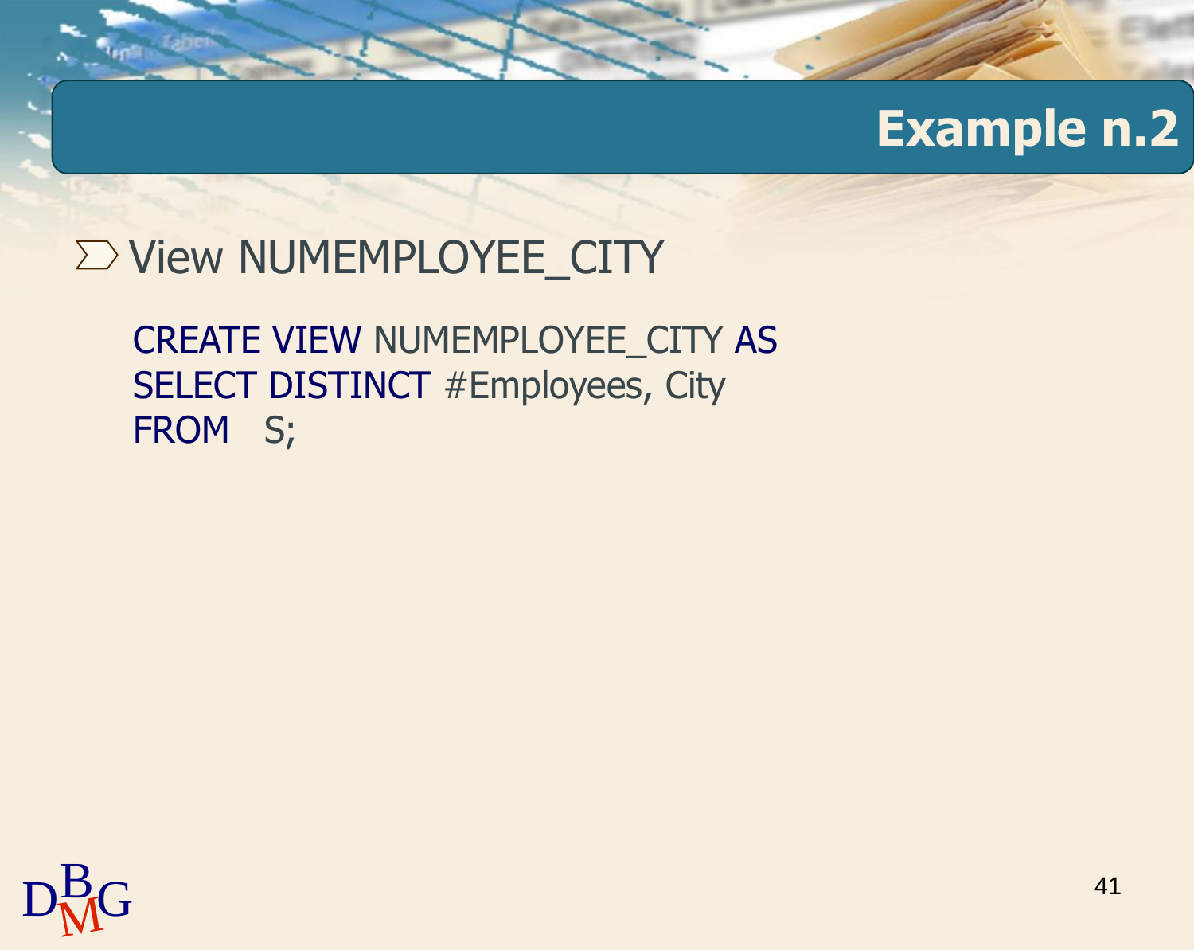# Example n.2

- View NUMEMPLOYEE_CITY

```
CREATE VIEW NUMEMPLOYEE_CITY AS
SELECT DISTINCT #Employees, City
FROM   S;
```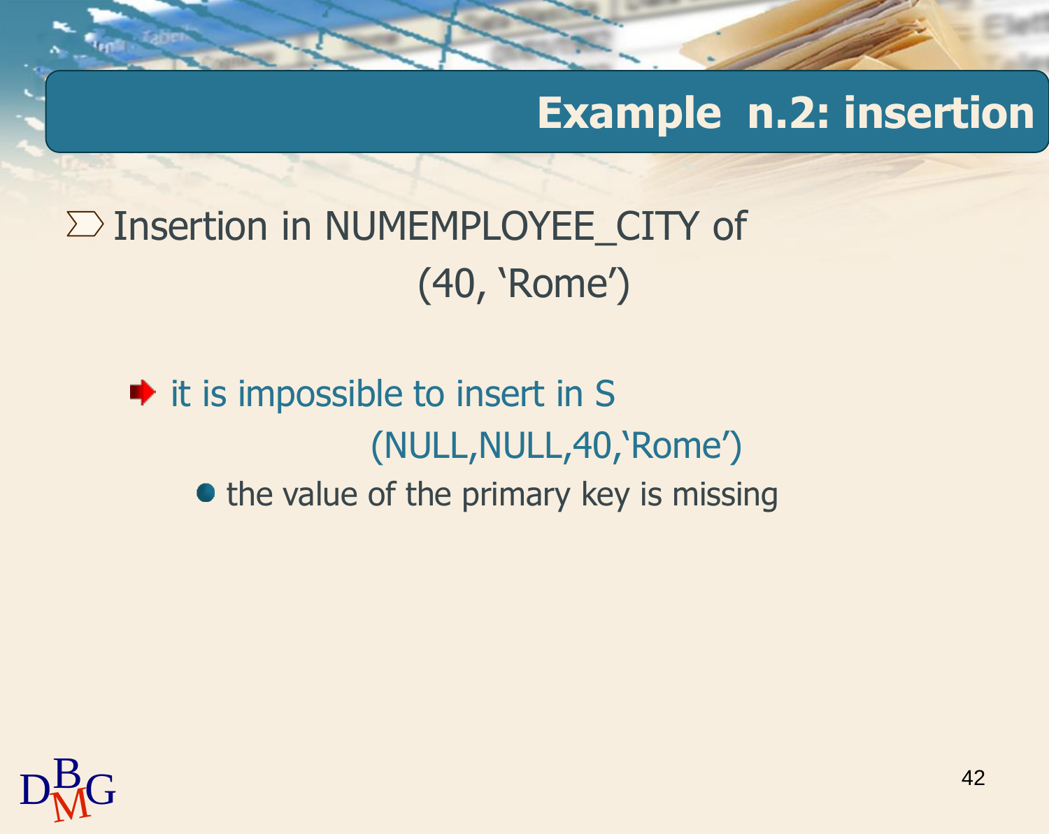# Example n.2: insertion

- Insertion in NUMEMPLOYEE_CITY of

  (40, ‘Rome’)

  - it is impossible to insert in S

    (NULL,NULL,40,‘Rome’)

    - the value of the primary key is missing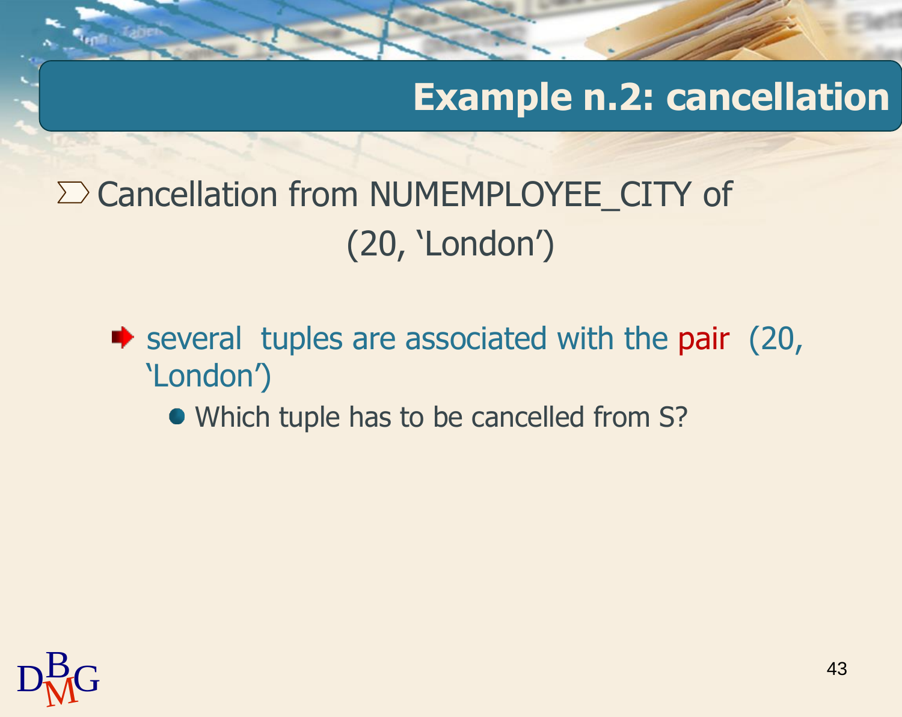## Example n.2: cancellation

- Cancellation from NUMEMPLOYEE_CITY of
  (20, 'London')
  - several tuples are associated with the pair (20, 'London')
    - Which tuple has to be cancelled from S?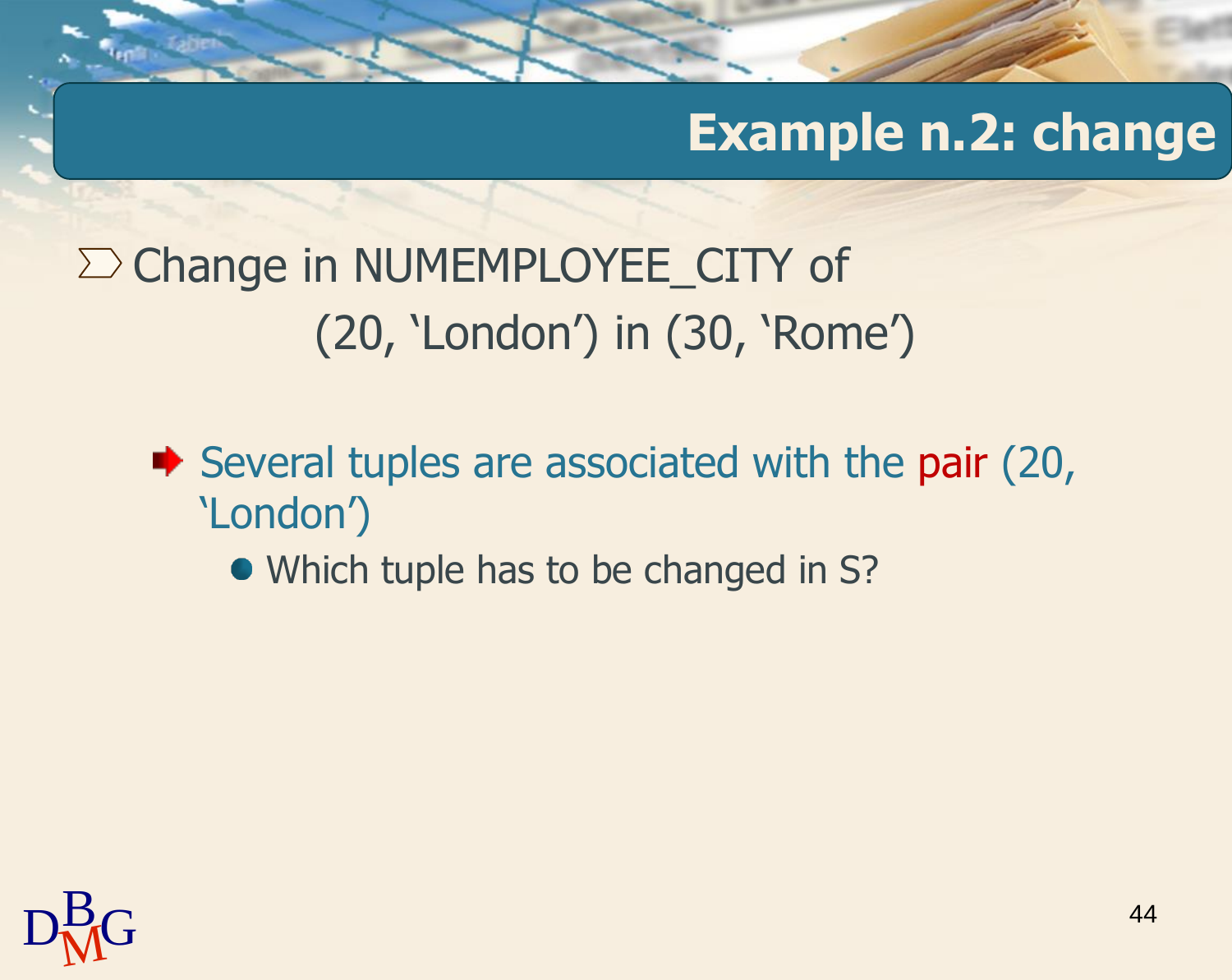## Example n.2: change

- Change in NUMEMPLOYEE_CITY of
  (20, ‘London’) in (30, ‘Rome’)
  - Several tuples are associated with the pair (20, ‘London’)
    - Which tuple has to be changed in S?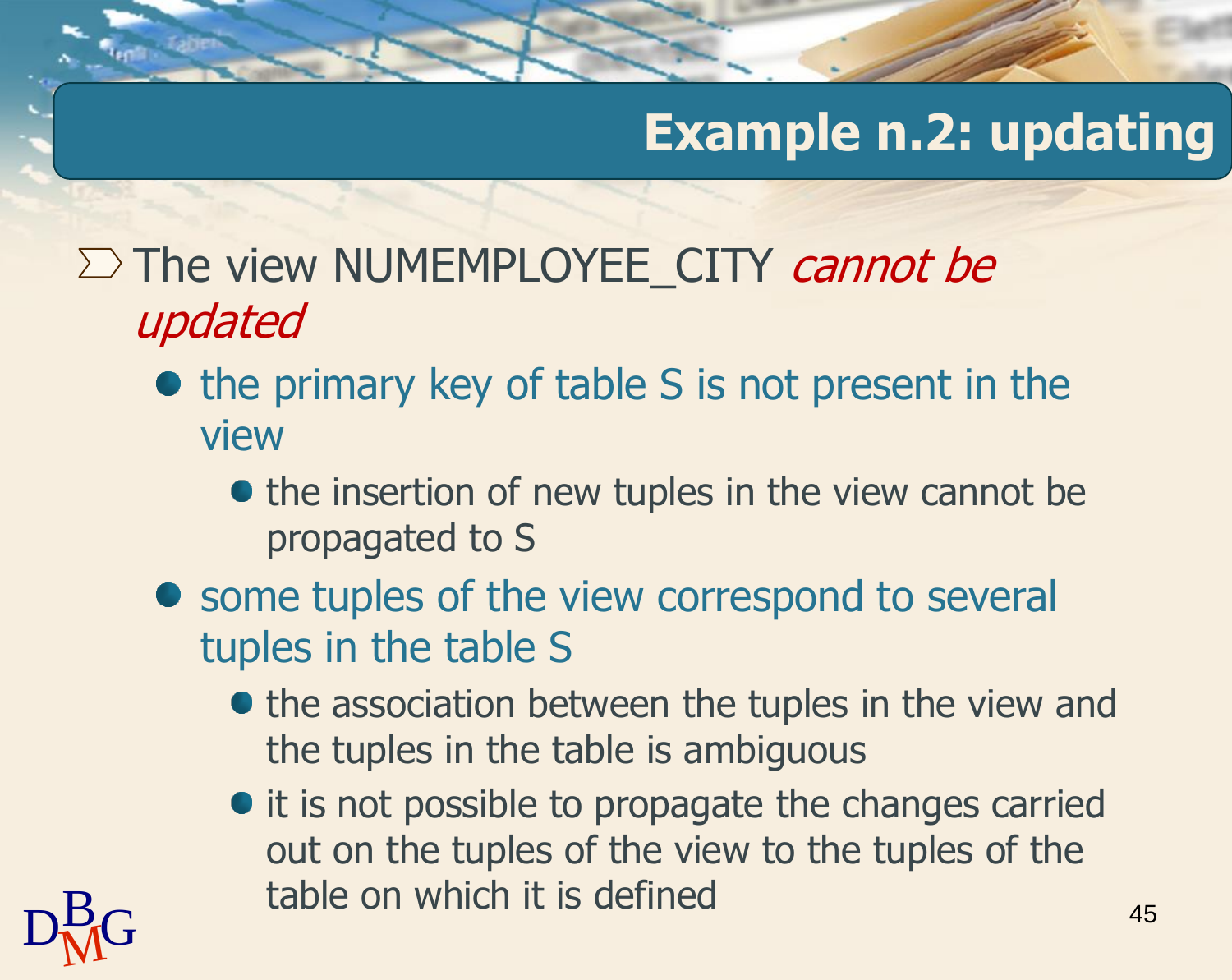# Example n.2: updating

- The view NUMEMPLOYEE_CITY *cannot be updated*
  - the primary key of table S is not present in the view
    - the insertion of new tuples in the view cannot be propagated to S
  - some tuples of the view correspond to several tuples in the table S
    - the association between the tuples in the view and the tuples in the table is ambiguous
    - it is not possible to propagate the changes carried out on the tuples of the view to the tuples of the table on which it is defined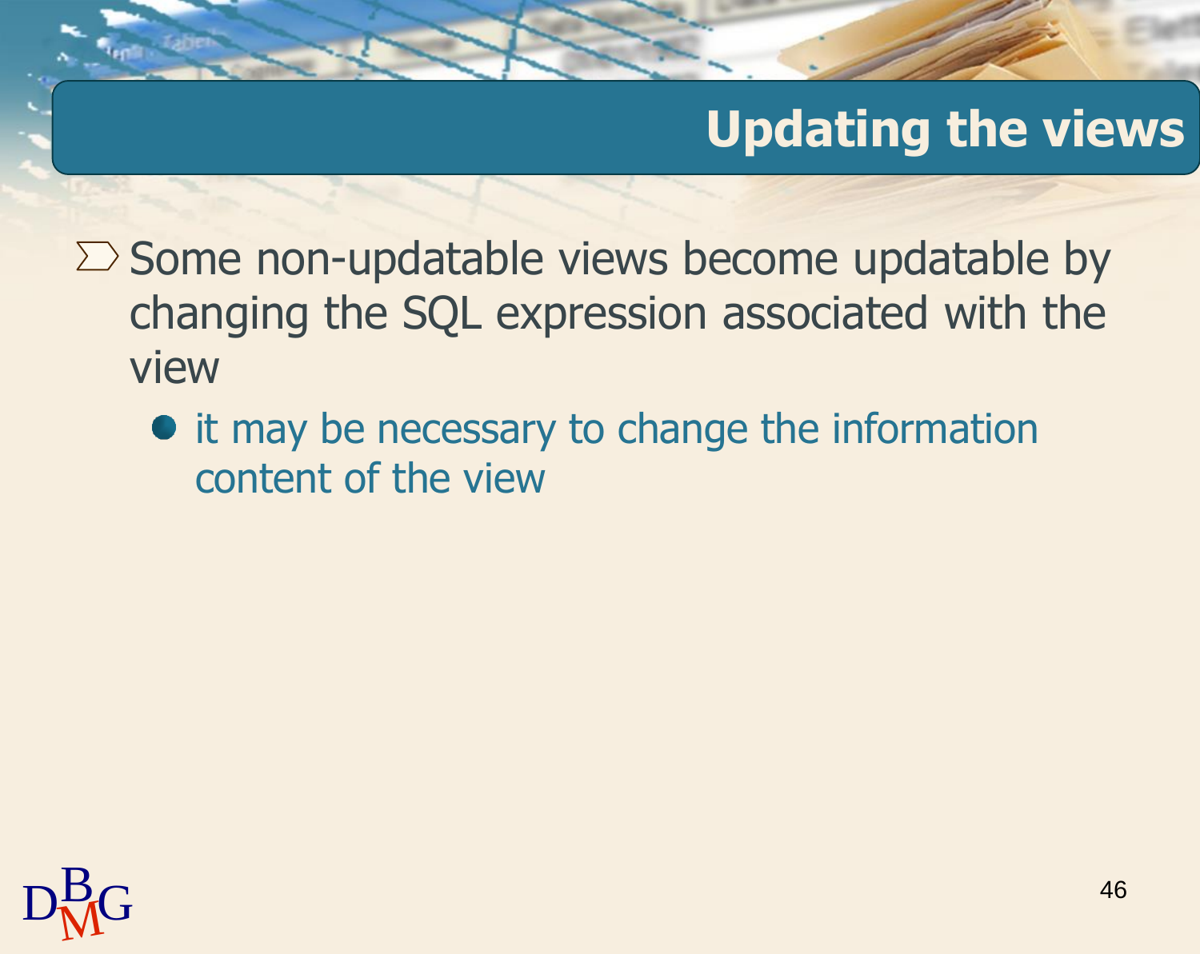# Updating the views

- Some non-updatable views become updatable by changing the SQL expression associated with the view
  - it may be necessary to change the information content of the view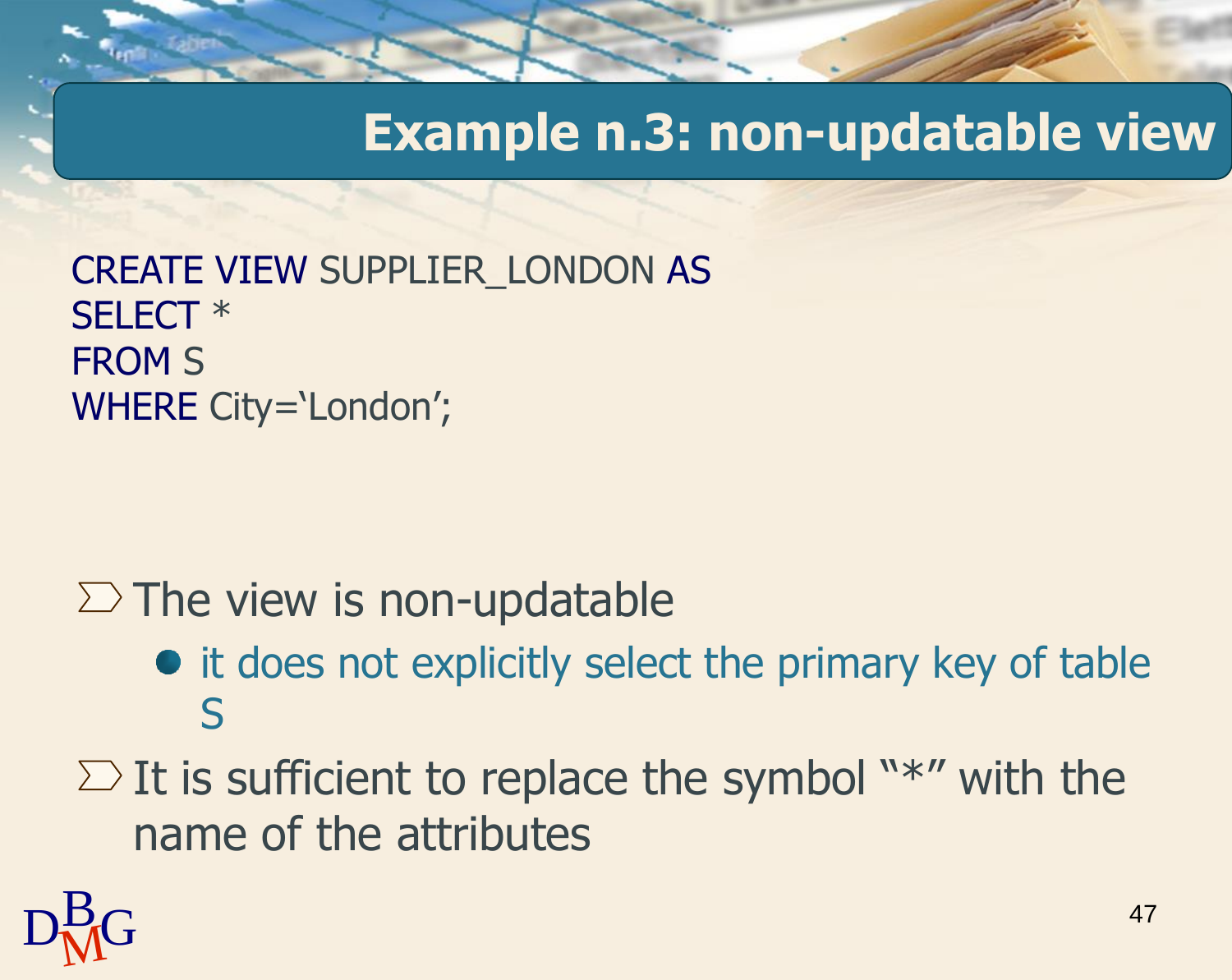# Example n.3: non-updatable view

```
CREATE VIEW SUPPLIER_LONDON AS
SELECT *
FROM S
WHERE City='London';
```

- The view is non-updatable
  - it does not explicitly select the primary key of table S
- It is sufficient to replace the symbol "*" with the name of the attributes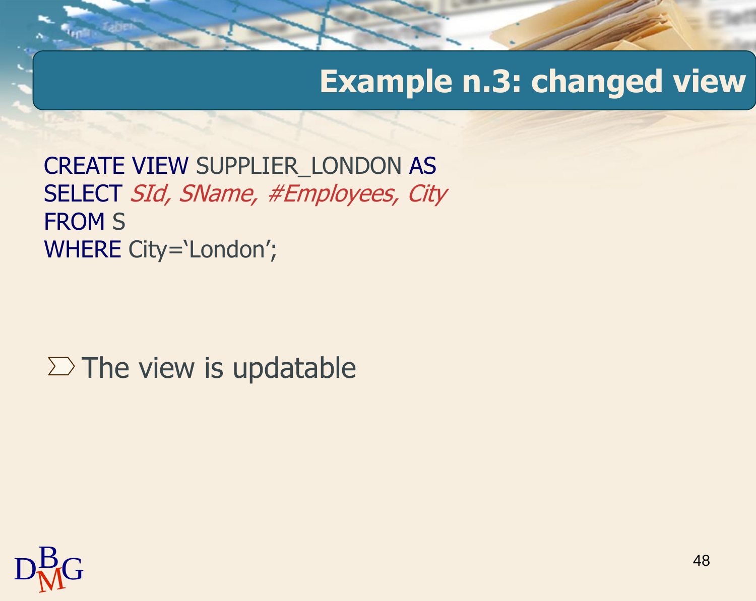# Example n.3: changed view

```
CREATE VIEW SUPPLIER_LONDON AS
SELECT SId, SName, #Employees, City
FROM S
WHERE City='London';
```

- The view is updatable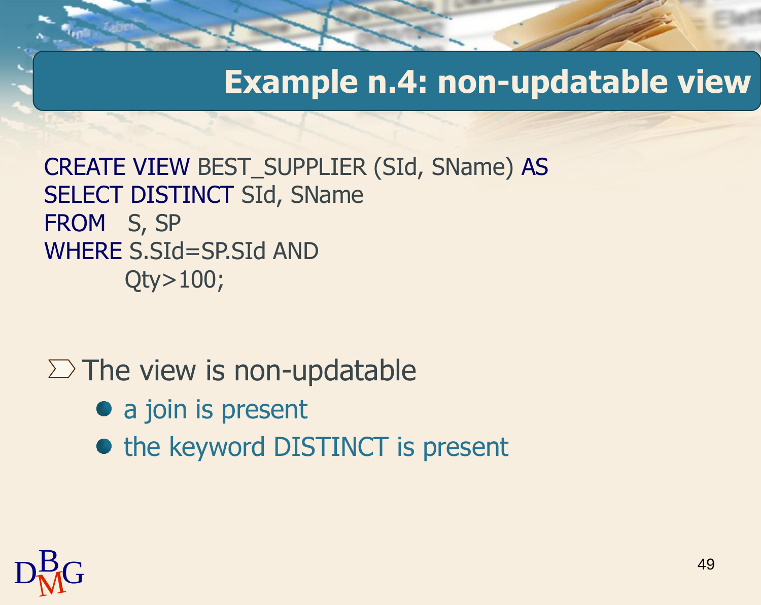# Example n.4: non-updatable view

```
CREATE VIEW BEST_SUPPLIER (SId, SName) AS
SELECT DISTINCT SId, SName
FROM   S, SP
WHERE S.SId=SP.SId AND
        Qty>100;
```

- The view is non-updatable
  - a join is present
  - the keyword DISTINCT is present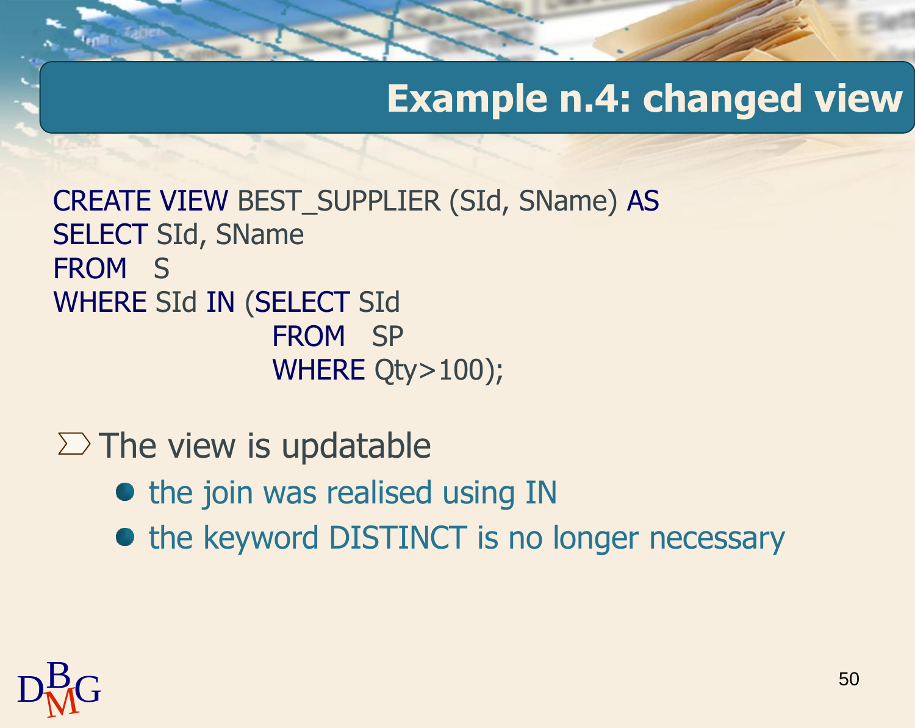# Example n.4: changed view

```
CREATE VIEW BEST_SUPPLIER (SId, SName) AS
SELECT SId, SName
FROM   S
WHERE SId IN (SELECT SId
              FROM   SP
              WHERE Qty>100);
```

- The view is updatable
  - the join was realised using IN
  - the keyword DISTINCT is no longer necessary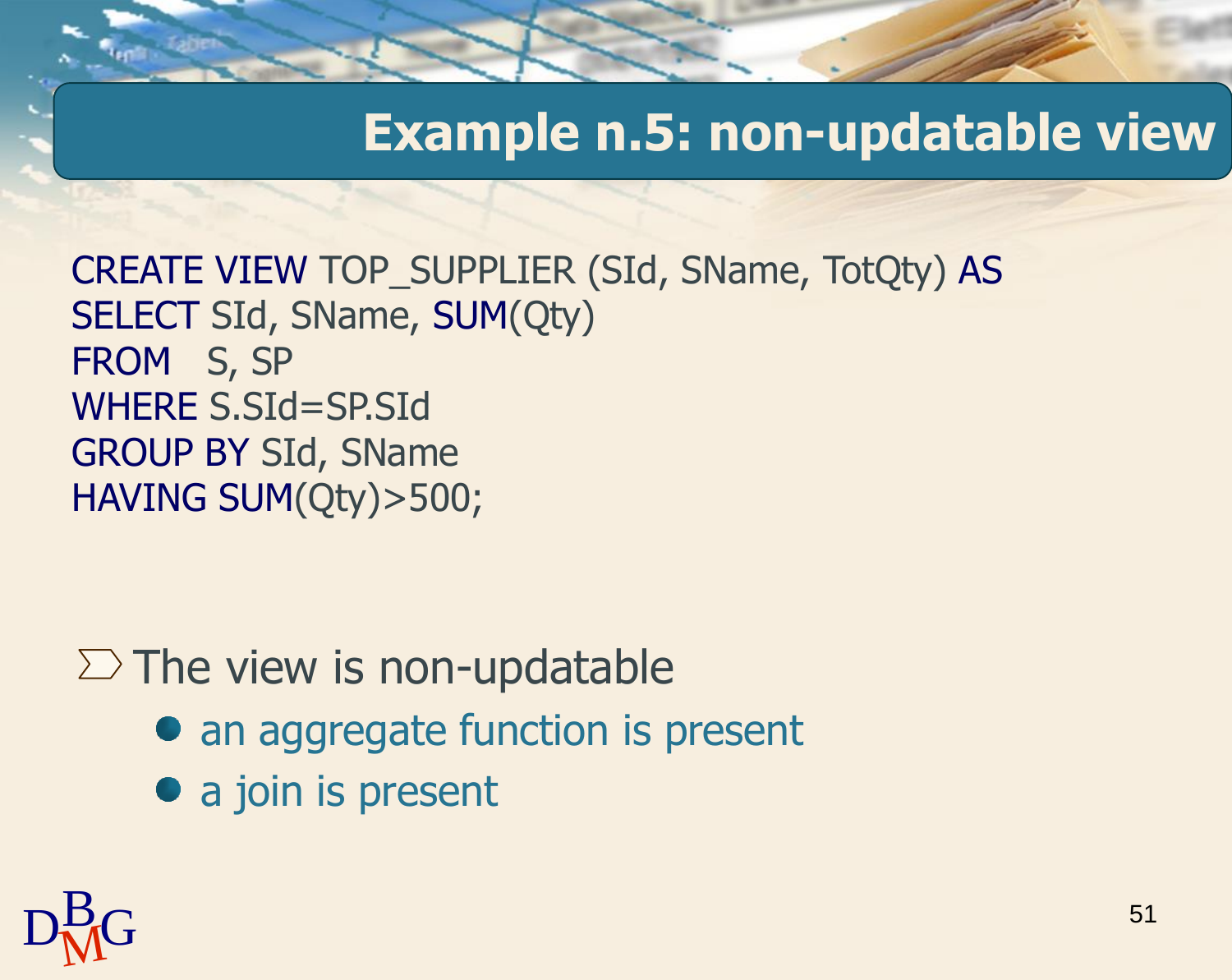# Example n.5: non-updatable view

```
CREATE VIEW TOP_SUPPLIER (SId, SName, TotQty) AS
SELECT SId, SName, SUM(Qty)
FROM   S, SP
WHERE S.SId=SP.SId
GROUP BY SId, SName
HAVING SUM(Qty)>500;
```

- The view is non-updatable
  - an aggregate function is present
  - a join is present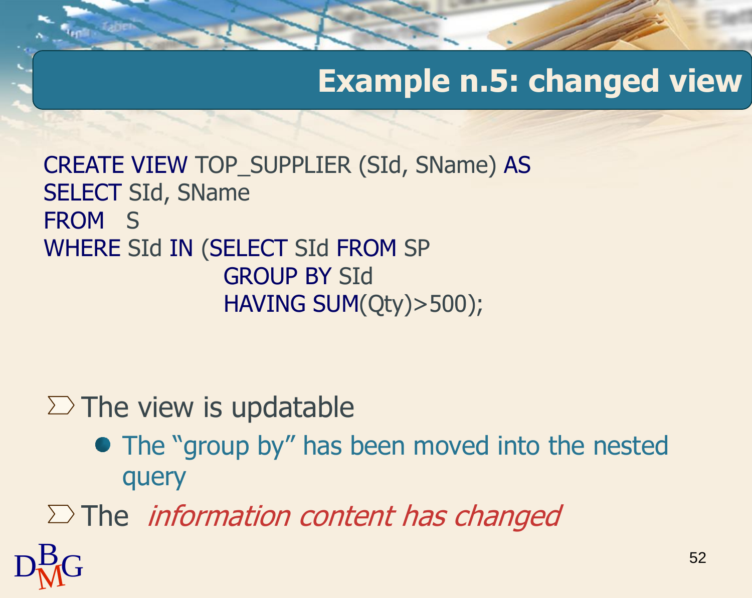# Example n.5: changed view

```
CREATE VIEW TOP_SUPPLIER (SId, SName) AS
SELECT SId, SName
FROM   S
WHERE SId IN (SELECT SId FROM SP
                  GROUP BY SId
                  HAVING SUM(Qty)>500);
```

- The view is updatable
  - The "group by" has been moved into the nested query
- The *information content has changed*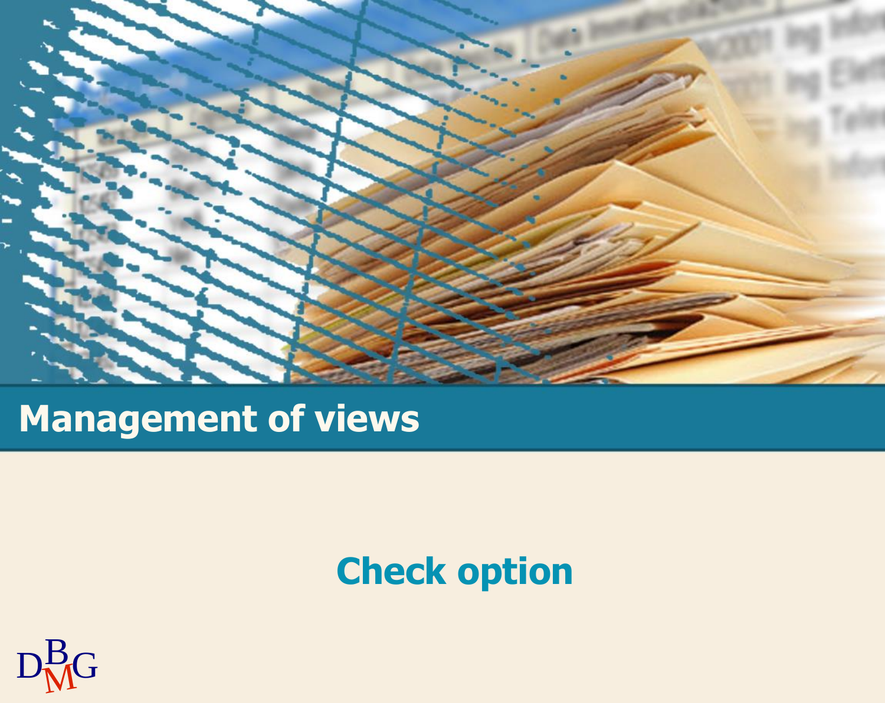# Management of views

## Check option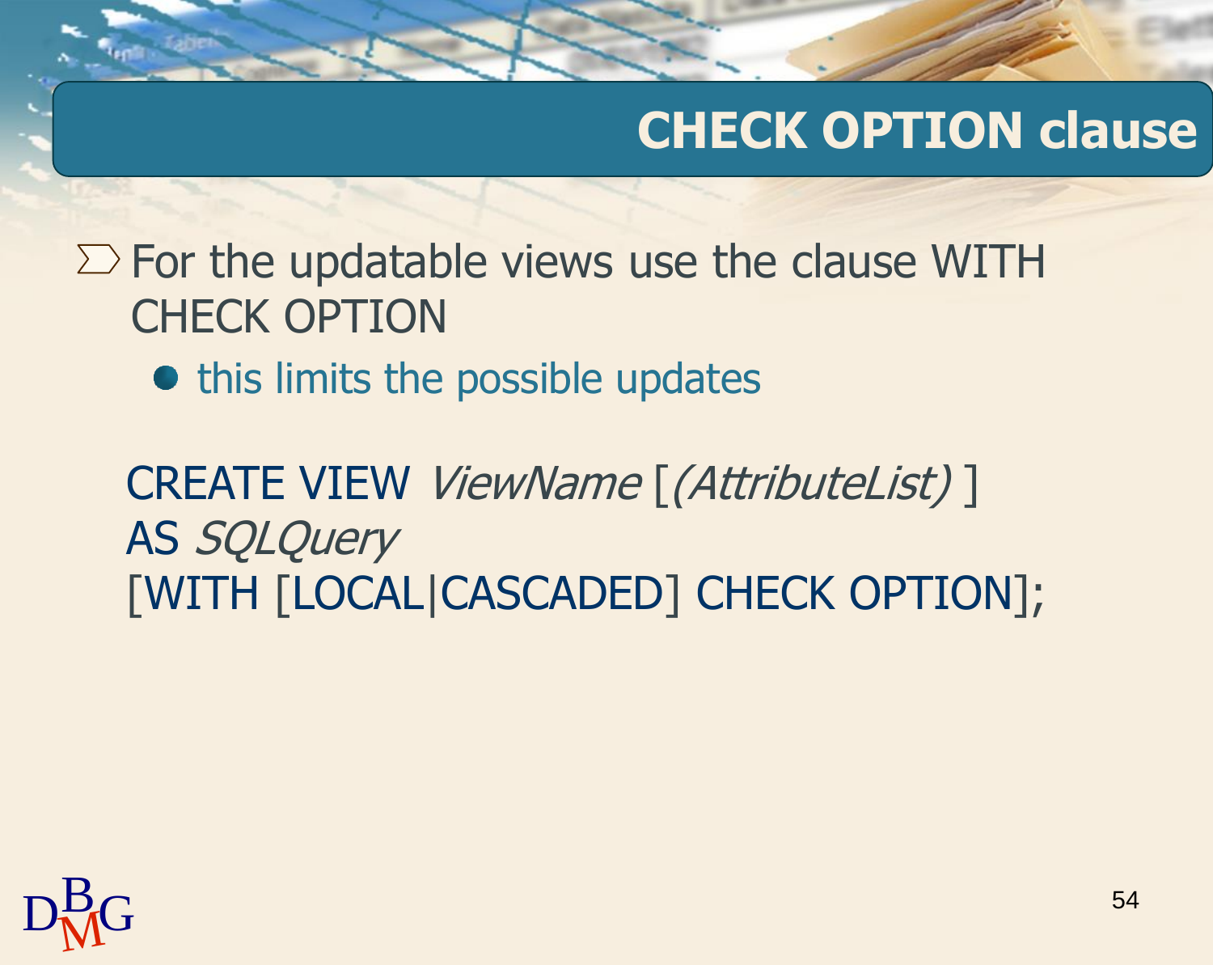# CHECK OPTION clause

- For the updatable views use the clause WITH CHECK OPTION
  - this limits the possible updates

```
CREATE VIEW ViewName [(AttributeList) ]
AS SQLQuery
[WITH [LOCAL|CASCADED] CHECK OPTION];
```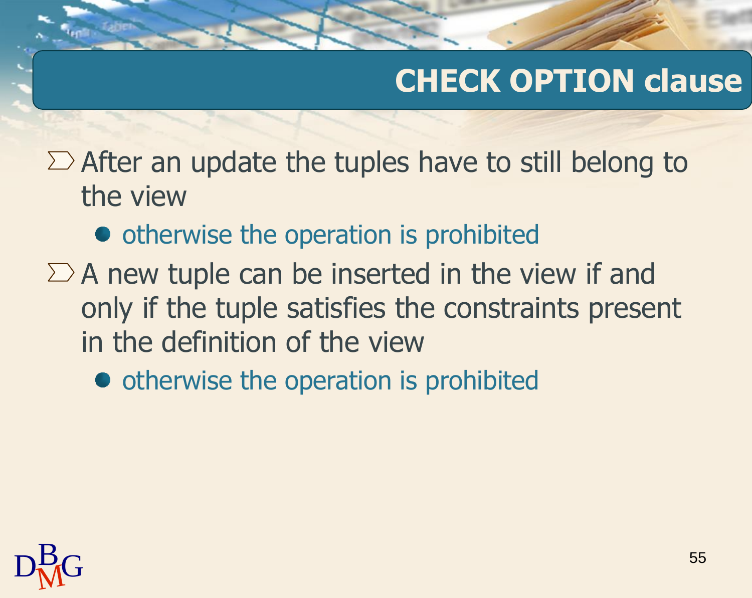# CHECK OPTION clause

- After an update the tuples have to still belong to the view
  - otherwise the operation is prohibited
- A new tuple can be inserted in the view if and only if the tuple satisfies the constraints present in the definition of the view
  - otherwise the operation is prohibited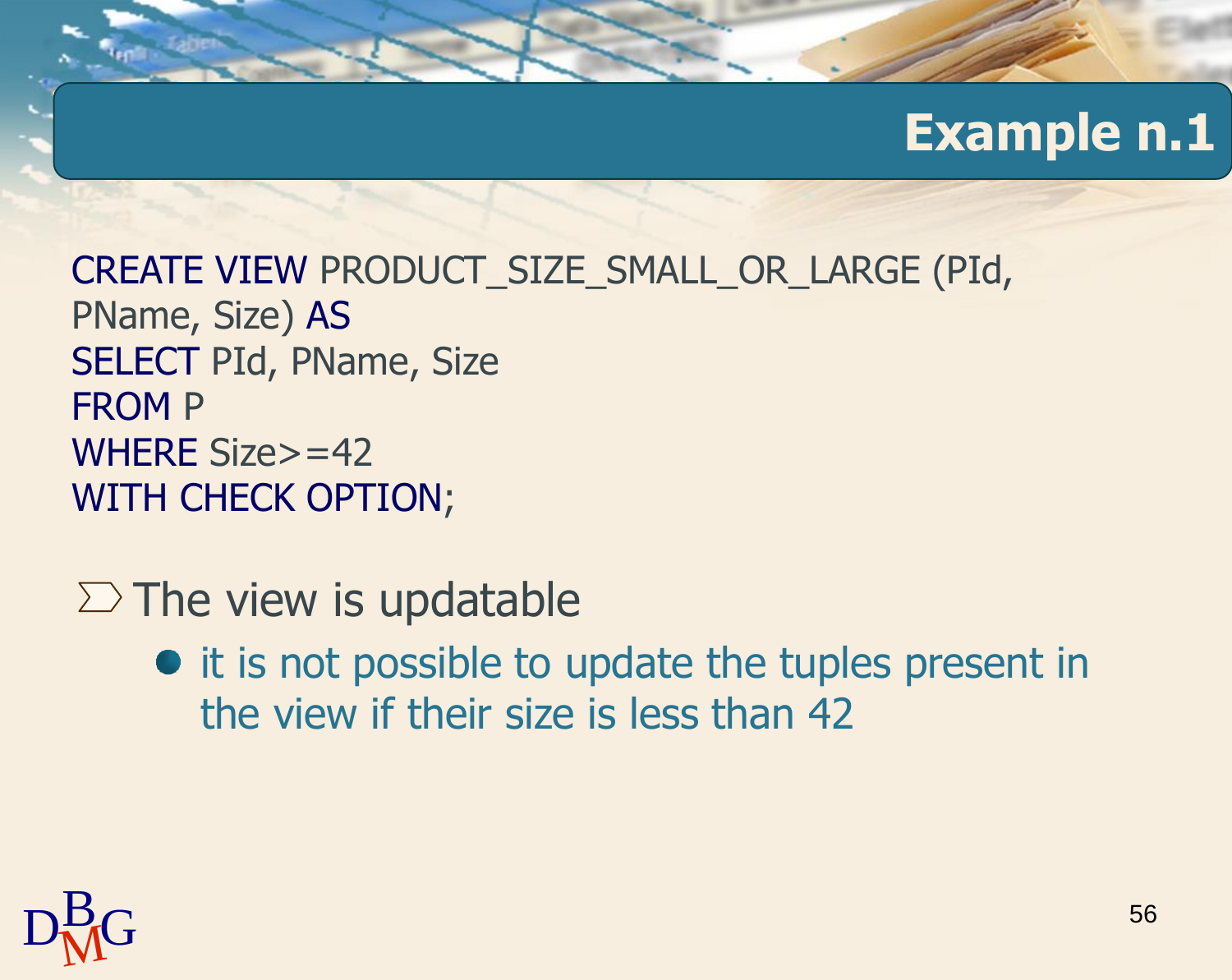# Example n.1

```
CREATE VIEW PRODUCT_SIZE_SMALL_OR_LARGE (PId,
PName, Size) AS
SELECT PId, PName, Size
FROM P
WHERE Size>=42
WITH CHECK OPTION;
```

- The view is updatable
  - it is not possible to update the tuples present in the view if their size is less than 42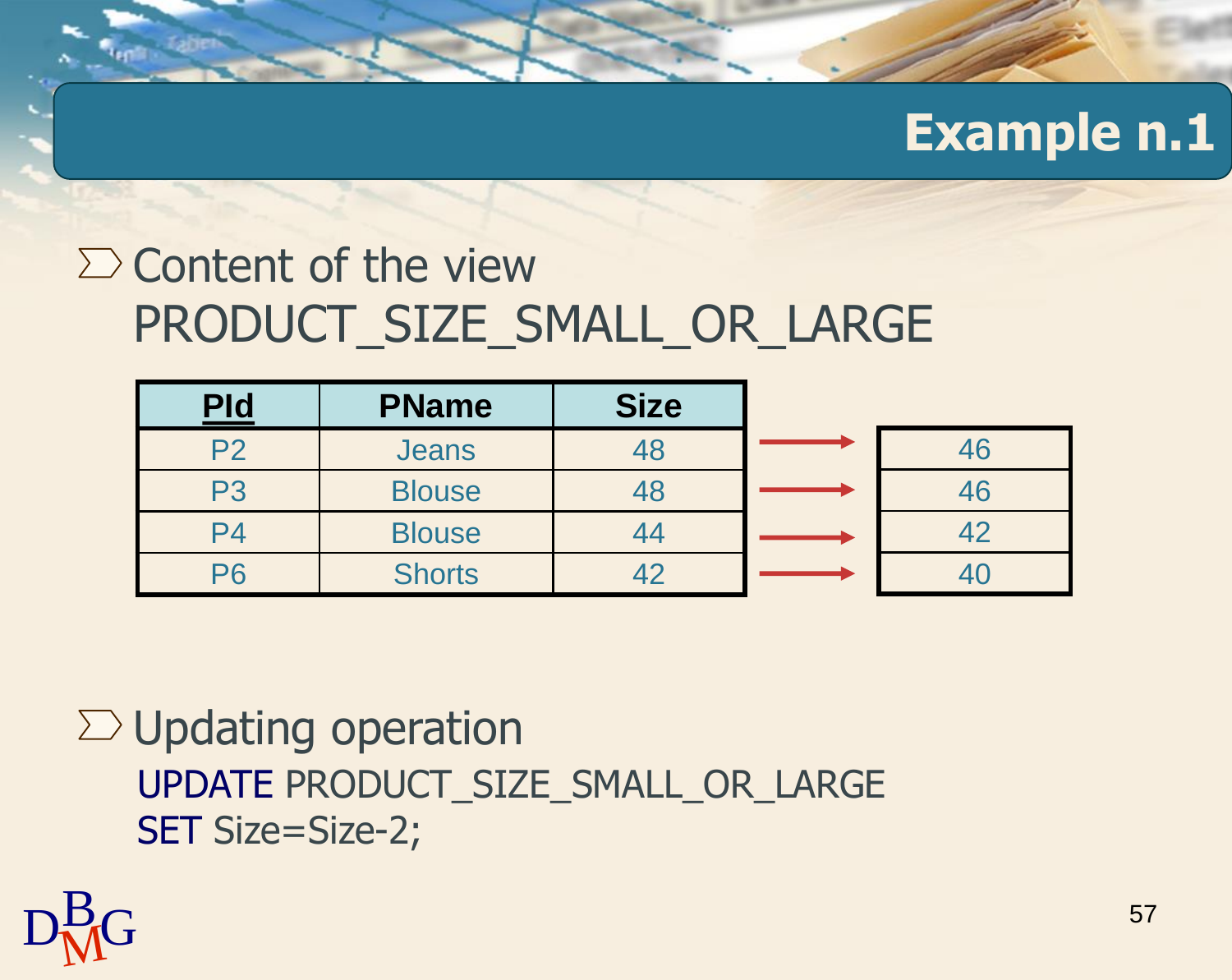# Example n.1

- Content of the view PRODUCT_SIZE_SMALL_OR_LARGE

| PId | PName | Size | | New Size |
|---|---|---|---|---|
| P2 | Jeans | 48 | → | 46 |
| P3 | Blouse | 48 | → | 46 |
| P4 | Blouse | 44 | → | 42 |
| P6 | Shorts | 42 | → | 40 |

- Updating operation

```
UPDATE PRODUCT_SIZE_SMALL_OR_LARGE
SET Size=Size-2;
```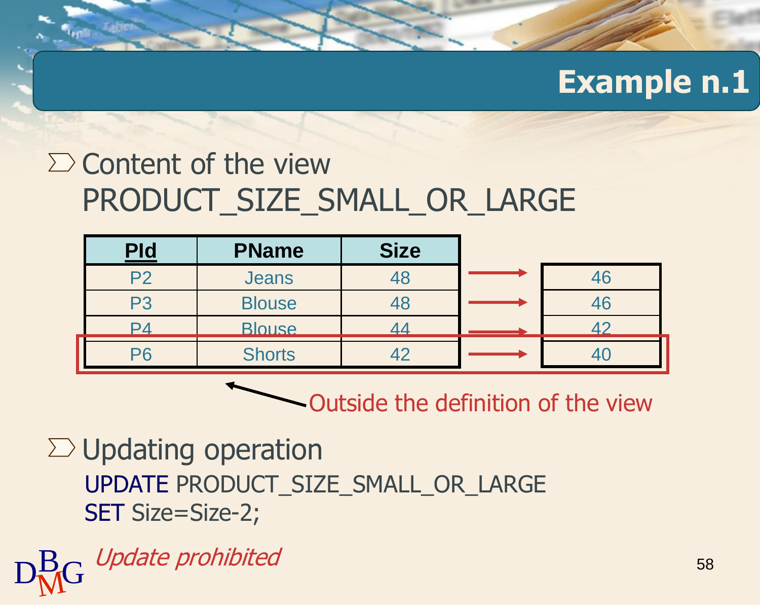# Example n.1

- Content of the view PRODUCT_SIZE_SMALL_OR_LARGE

| PId | PName | Size | | |
|---|---|---|---|---|
| P2 | Jeans | 48 | → | 46 |
| P3 | Blouse | 48 | → | 46 |
| P4 | Blouse | 44 | → | 42 |
| P6 | Shorts | 42 | → | 40 |

Outside the definition of the view

- Updating operation

```
UPDATE PRODUCT_SIZE_SMALL_OR_LARGE
SET Size=Size-2;
```

*Update prohibited*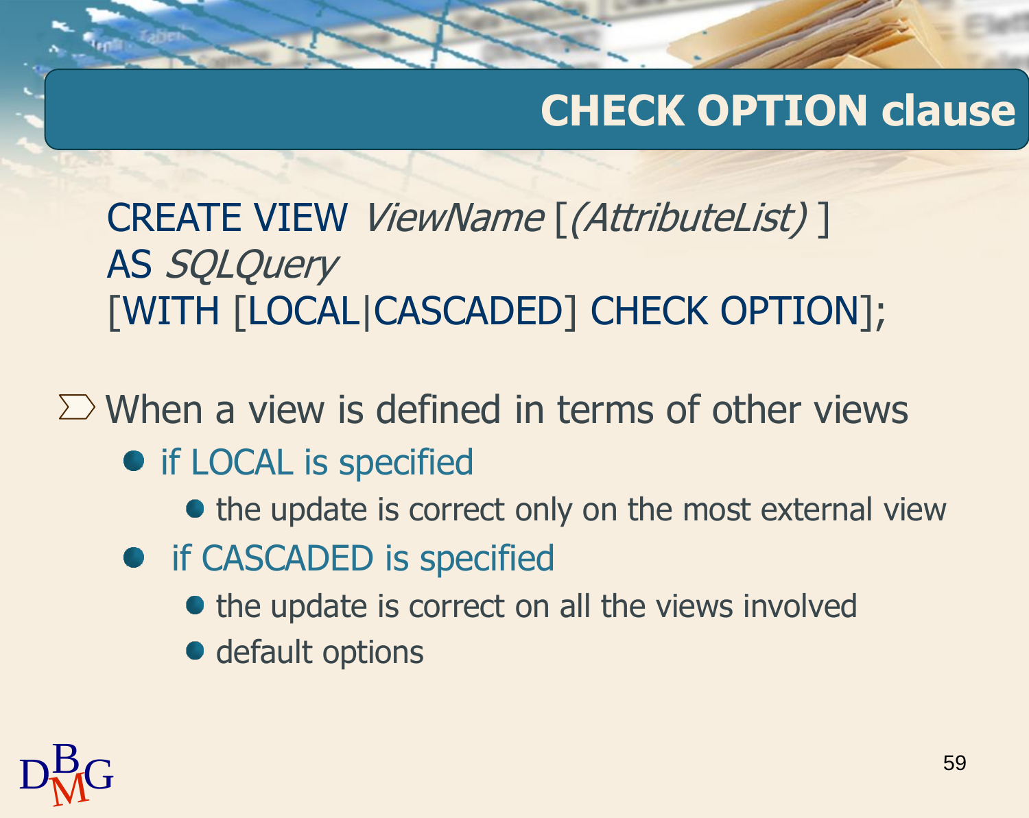# CHECK OPTION clause

```
CREATE VIEW ViewName [(AttributeList) ]
AS SQLQuery
[WITH [LOCAL|CASCADED] CHECK OPTION];
```

- When a view is defined in terms of other views
  - if LOCAL is specified
    - the update is correct only on the most external view
  - if CASCADED is specified
    - the update is correct on all the views involved
    - default options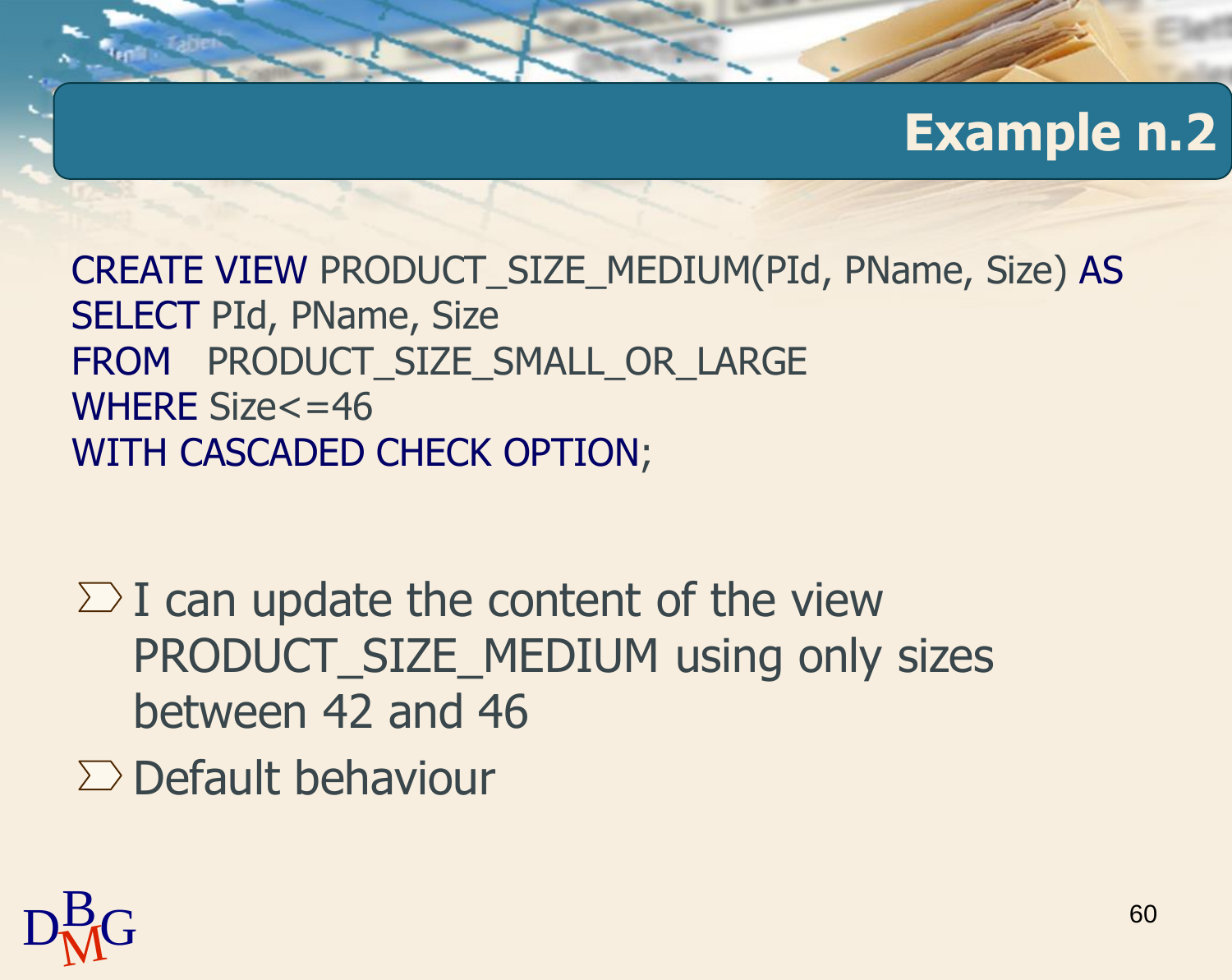# Example n.2

```
CREATE VIEW PRODUCT_SIZE_MEDIUM(PId, PName, Size) AS
SELECT PId, PName, Size
FROM   PRODUCT_SIZE_SMALL_OR_LARGE
WHERE Size<=46
WITH CASCADED CHECK OPTION;
```

- I can update the content of the view PRODUCT_SIZE_MEDIUM using only sizes between 42 and 46
- Default behaviour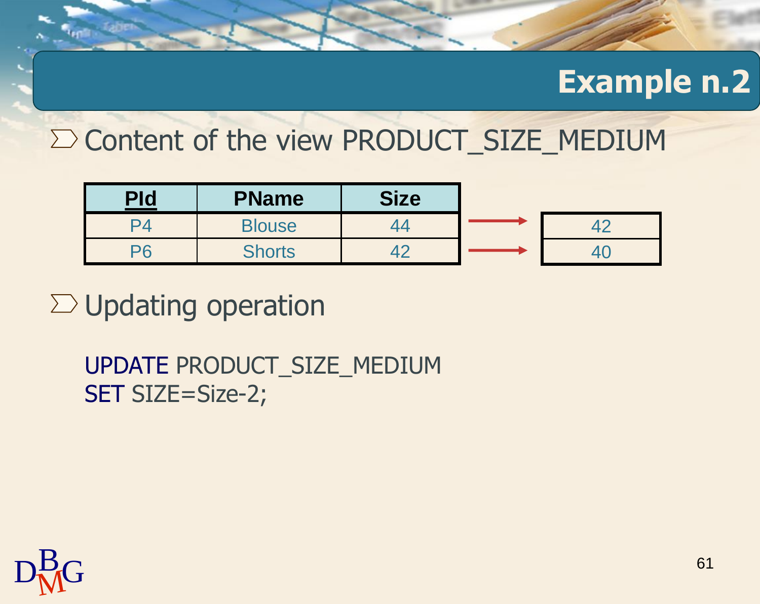# Example n.2

- Content of the view PRODUCT_SIZE_MEDIUM

| PId | PName | Size |
|---|---|---|
| P4 | Blouse | 44 |
| P6 | Shorts | 42 |

→

| |
|---|
| 42 |
| 40 |

- Updating operation

```
UPDATE PRODUCT_SIZE_MEDIUM
SET SIZE=Size-2;
```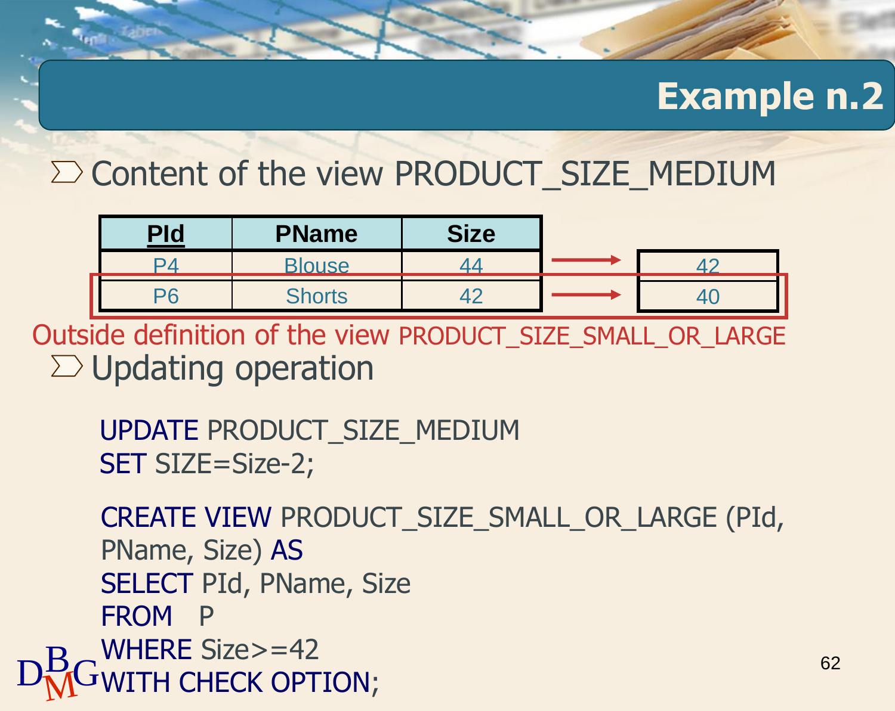# Example n.2

- Content of the view PRODUCT_SIZE_MEDIUM

| PId | PName | Size | | New Size |
|---|---|---|---|---|
| P4 | Blouse | 44 | → | 42 |
| P6 | Shorts | 42 | → | 40 |

Outside definition of the view PRODUCT_SIZE_SMALL_OR_LARGE

- Updating operation

```
UPDATE PRODUCT_SIZE_MEDIUM
SET SIZE=Size-2;
```

```
CREATE VIEW PRODUCT_SIZE_SMALL_OR_LARGE (PId,
PName, Size) AS
SELECT PId, PName, Size
FROM   P
WHERE Size>=42
WITH CHECK OPTION;
```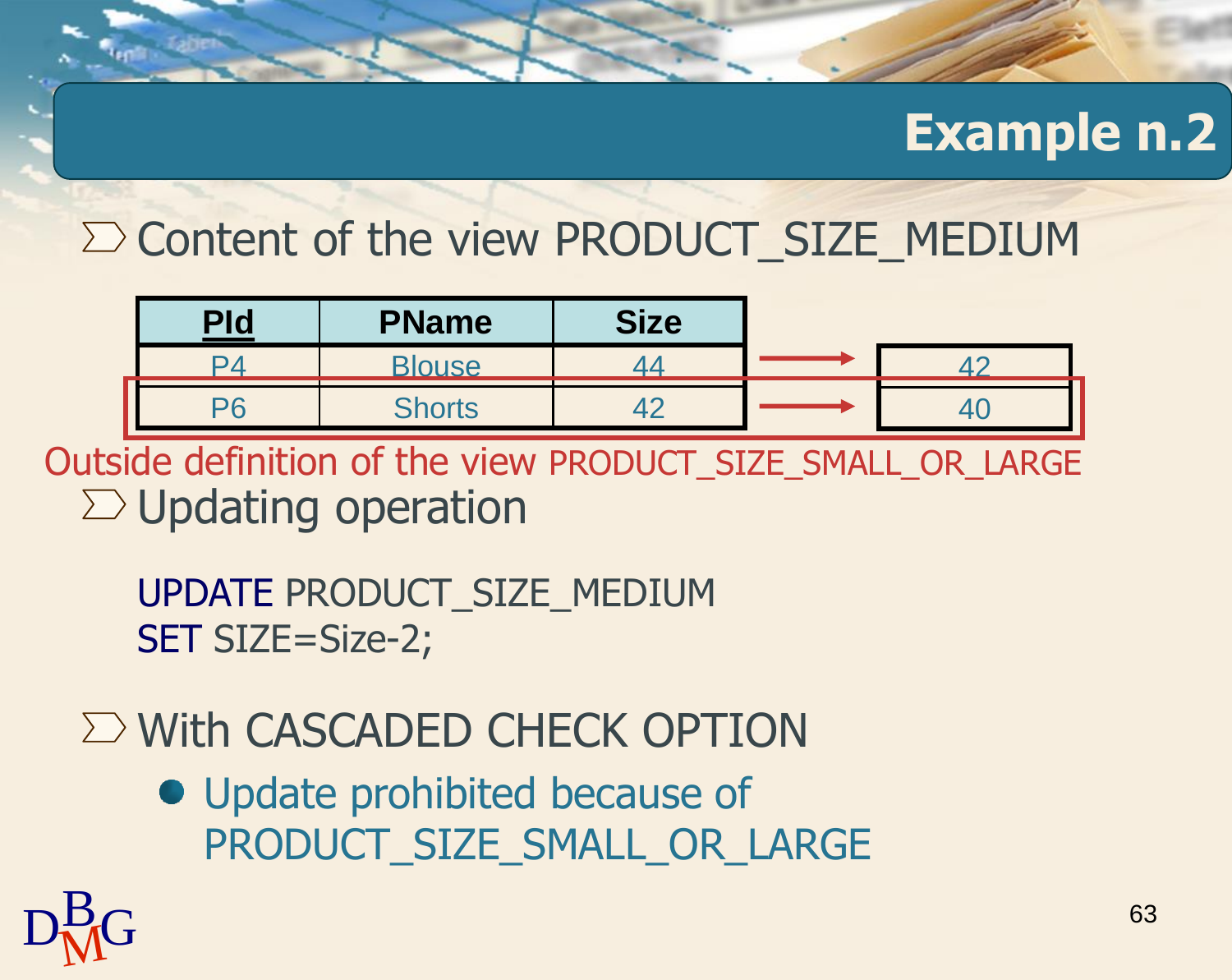# Example n.2

- Content of the view PRODUCT_SIZE_MEDIUM

| PId | PName | Size | | New Size |
|---|---|---|---|---|
| P4 | Blouse | 44 | → | 42 |
| P6 | Shorts | 42 | → | 40 |

Outside definition of the view PRODUCT_SIZE_SMALL_OR_LARGE

- Updating operation

```
UPDATE PRODUCT_SIZE_MEDIUM
SET SIZE=Size-2;
```

- With CASCADED CHECK OPTION
  - Update prohibited because of PRODUCT_SIZE_SMALL_OR_LARGE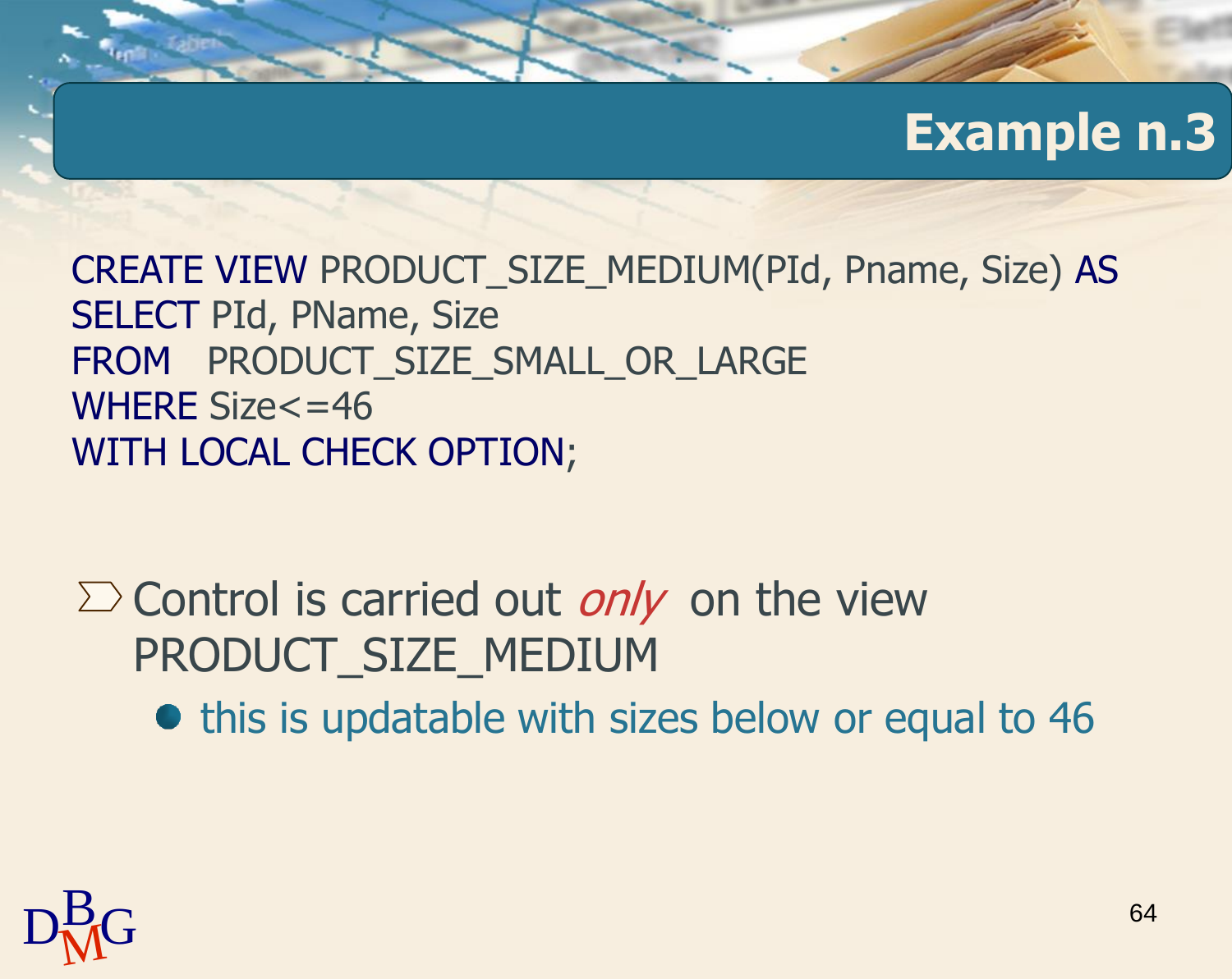# Example n.3

```
CREATE VIEW PRODUCT_SIZE_MEDIUM(PId, Pname, Size) AS
SELECT PId, PName, Size
FROM   PRODUCT_SIZE_SMALL_OR_LARGE
WHERE Size<=46
WITH LOCAL CHECK OPTION;
```

- Control is carried out *only* on the view PRODUCT_SIZE_MEDIUM
  - this is updatable with sizes below or equal to 46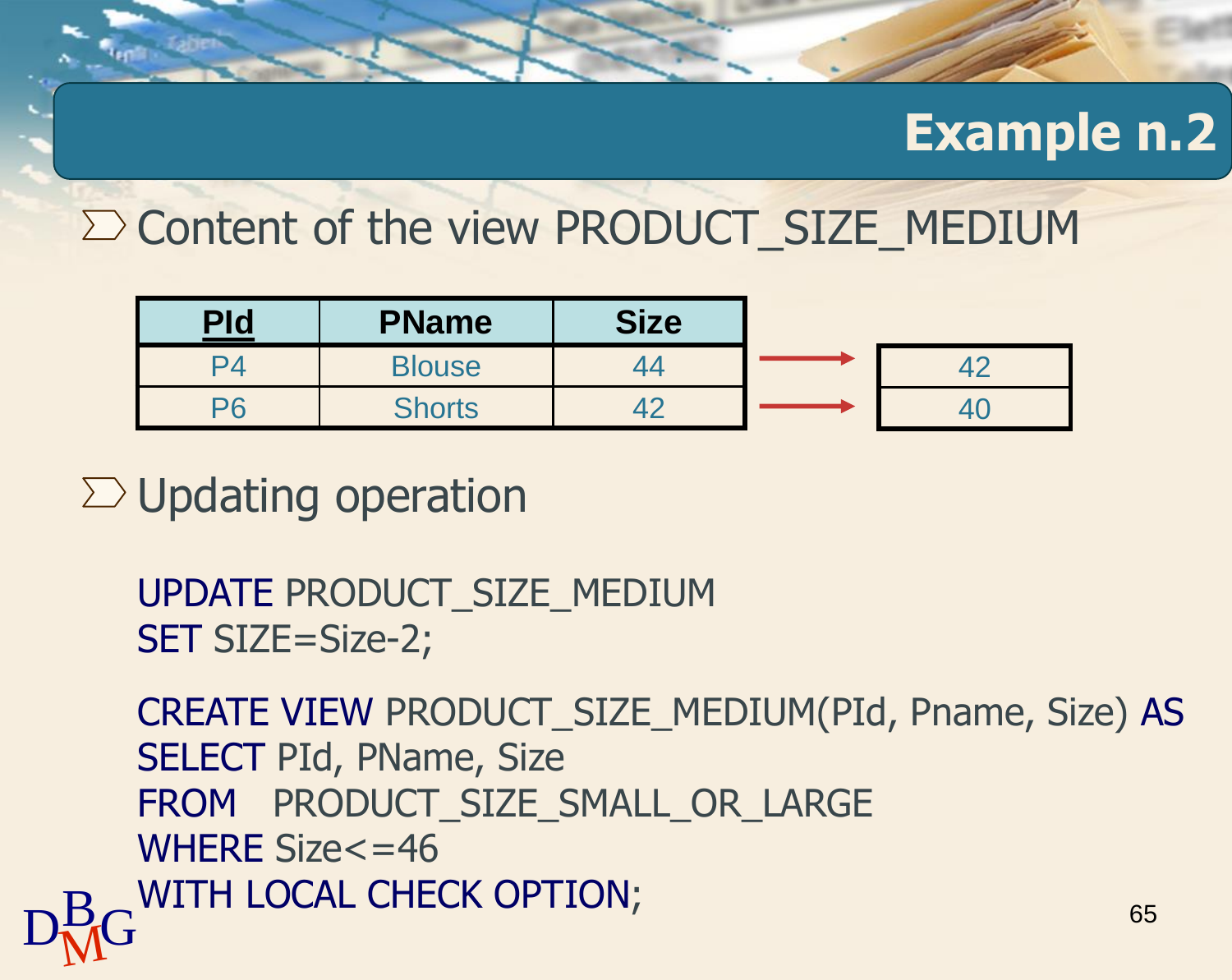# Example n.2

- Content of the view PRODUCT_SIZE_MEDIUM

| PId | PName | Size |
|---|---|---|
| P4 | Blouse | 44 |
| P6 | Shorts | 42 |

→

| |
|---|
| 42 |
| 40 |

- Updating operation

```
UPDATE PRODUCT_SIZE_MEDIUM
SET SIZE=Size-2;
```

```
CREATE VIEW PRODUCT_SIZE_MEDIUM(PId, Pname, Size) AS
SELECT PId, PName, Size
FROM   PRODUCT_SIZE_SMALL_OR_LARGE
WHERE Size<=46
WITH LOCAL CHECK OPTION;
```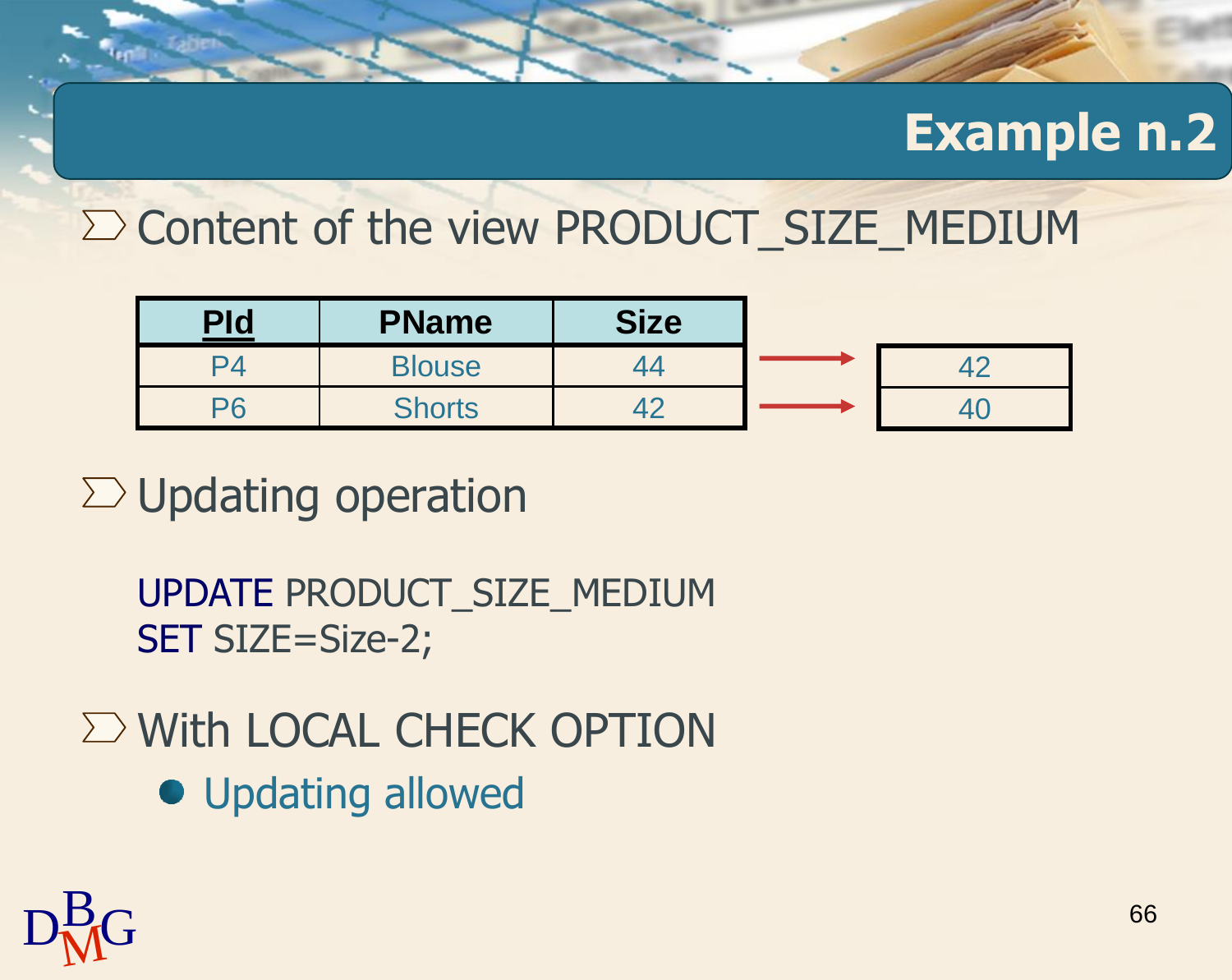# Example n.2

- Content of the view PRODUCT_SIZE_MEDIUM

| PId | PName | Size |
|---|---|---|
| P4 | Blouse | 44 |
| P6 | Shorts | 42 |

→

| |
|---|
| 42 |
| 40 |

- Updating operation

```
UPDATE PRODUCT_SIZE_MEDIUM
SET SIZE=Size-2;
```

- With LOCAL CHECK OPTION
  - Updating allowed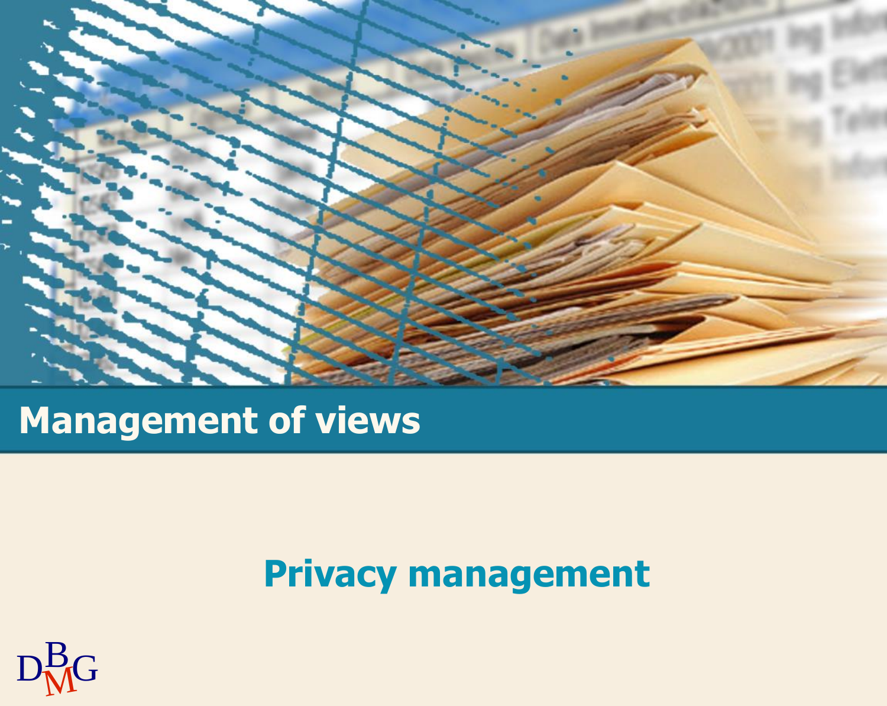# Management of views

## Privacy management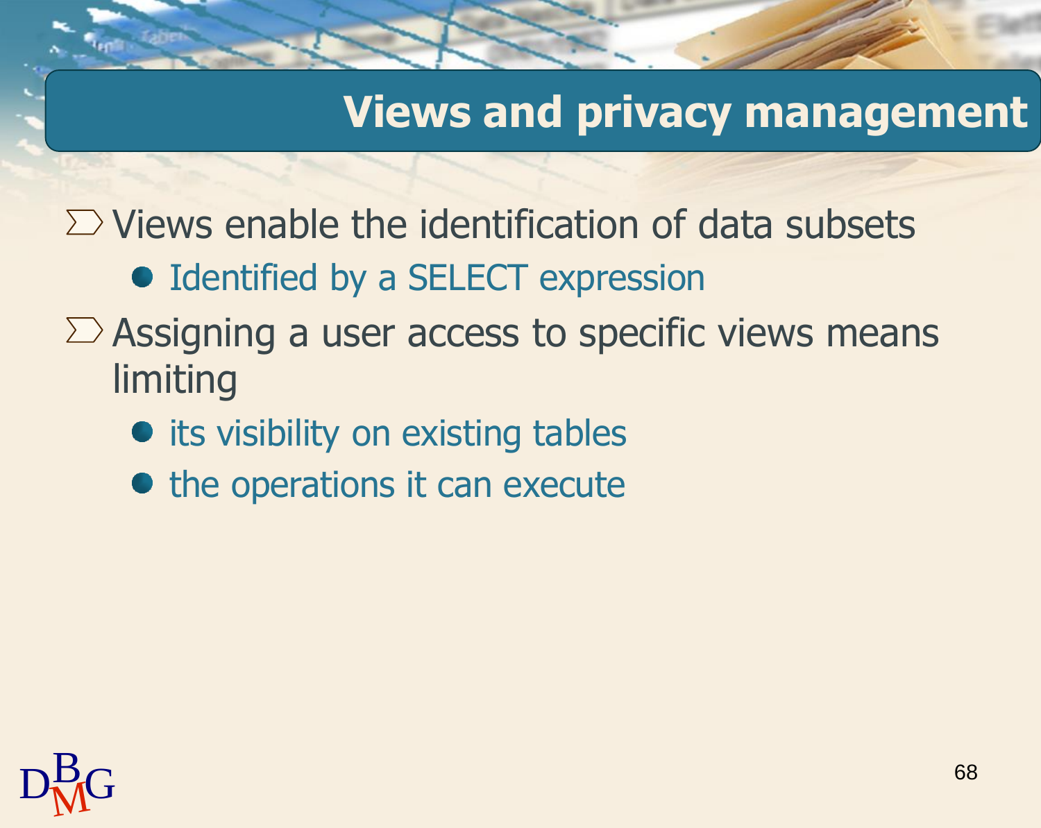# Views and privacy management

- Views enable the identification of data subsets
  - Identified by a SELECT expression
- Assigning a user access to specific views means limiting
  - its visibility on existing tables
  - the operations it can execute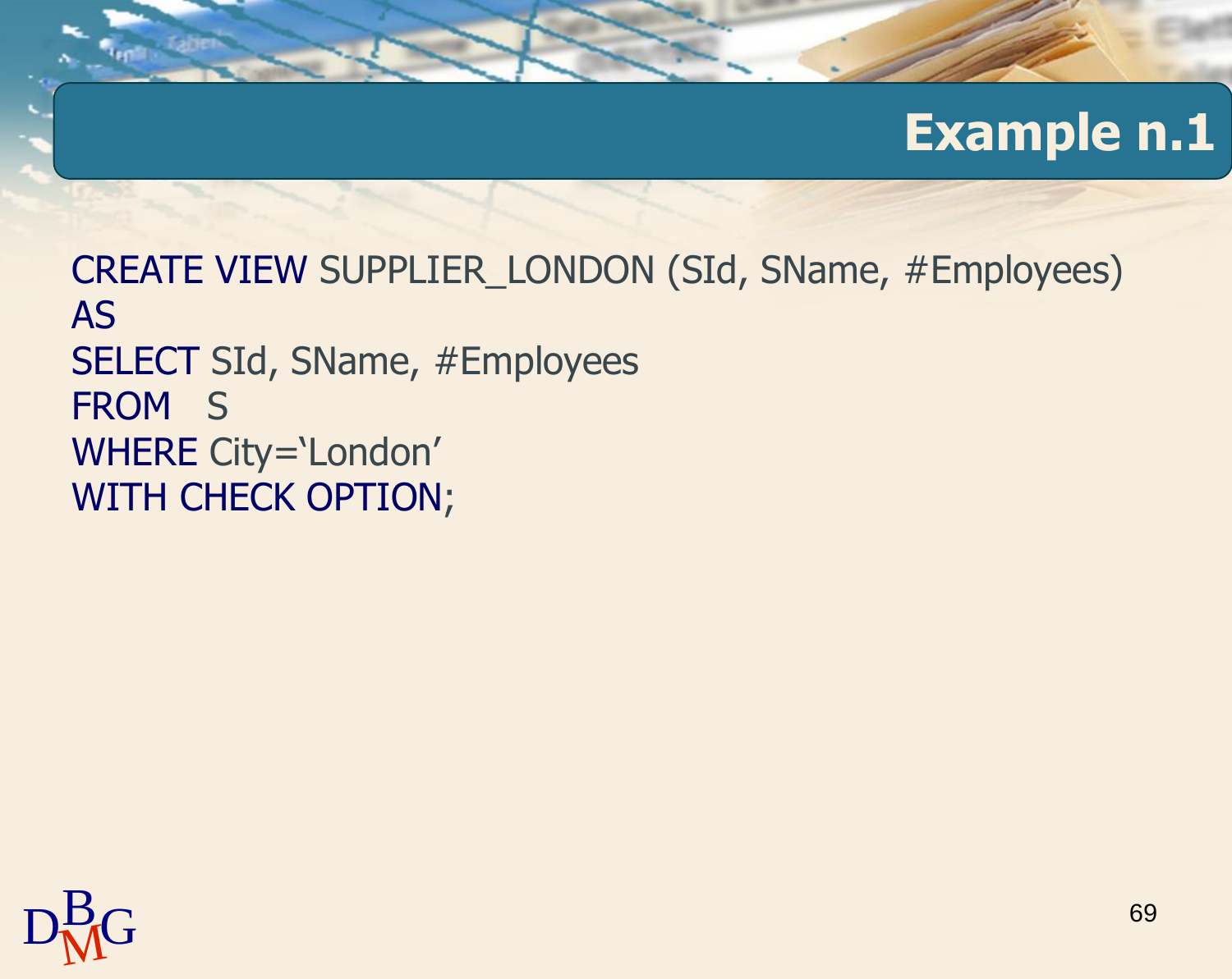# Example n.1

```
CREATE VIEW SUPPLIER_LONDON (SId, SName, #Employees)
AS
SELECT SId, SName, #Employees
FROM   S
WHERE City='London'
WITH CHECK OPTION;
```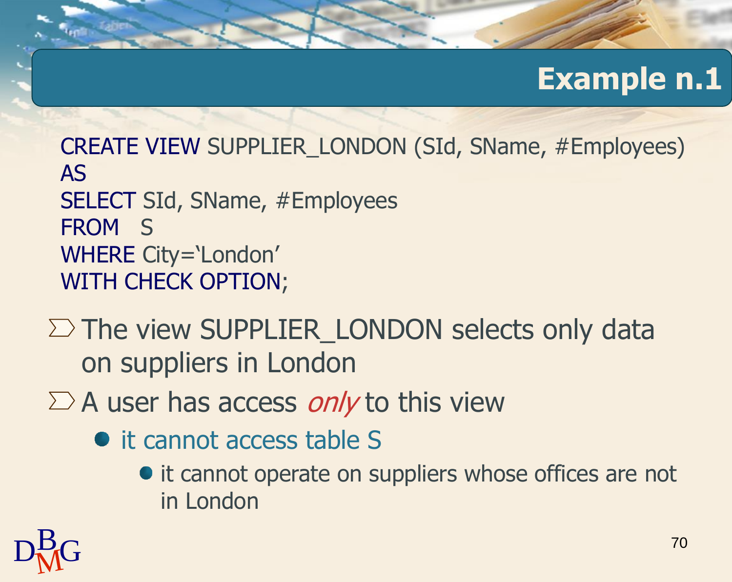## Example n.1

```
CREATE VIEW SUPPLIER_LONDON (SId, SName, #Employees)
AS
SELECT SId, SName, #Employees
FROM   S
WHERE City='London'
WITH CHECK OPTION;
```

- The view SUPPLIER_LONDON selects only data on suppliers in London
- A user has access *only* to this view
  - it cannot access table S
    - it cannot operate on suppliers whose offices are not in London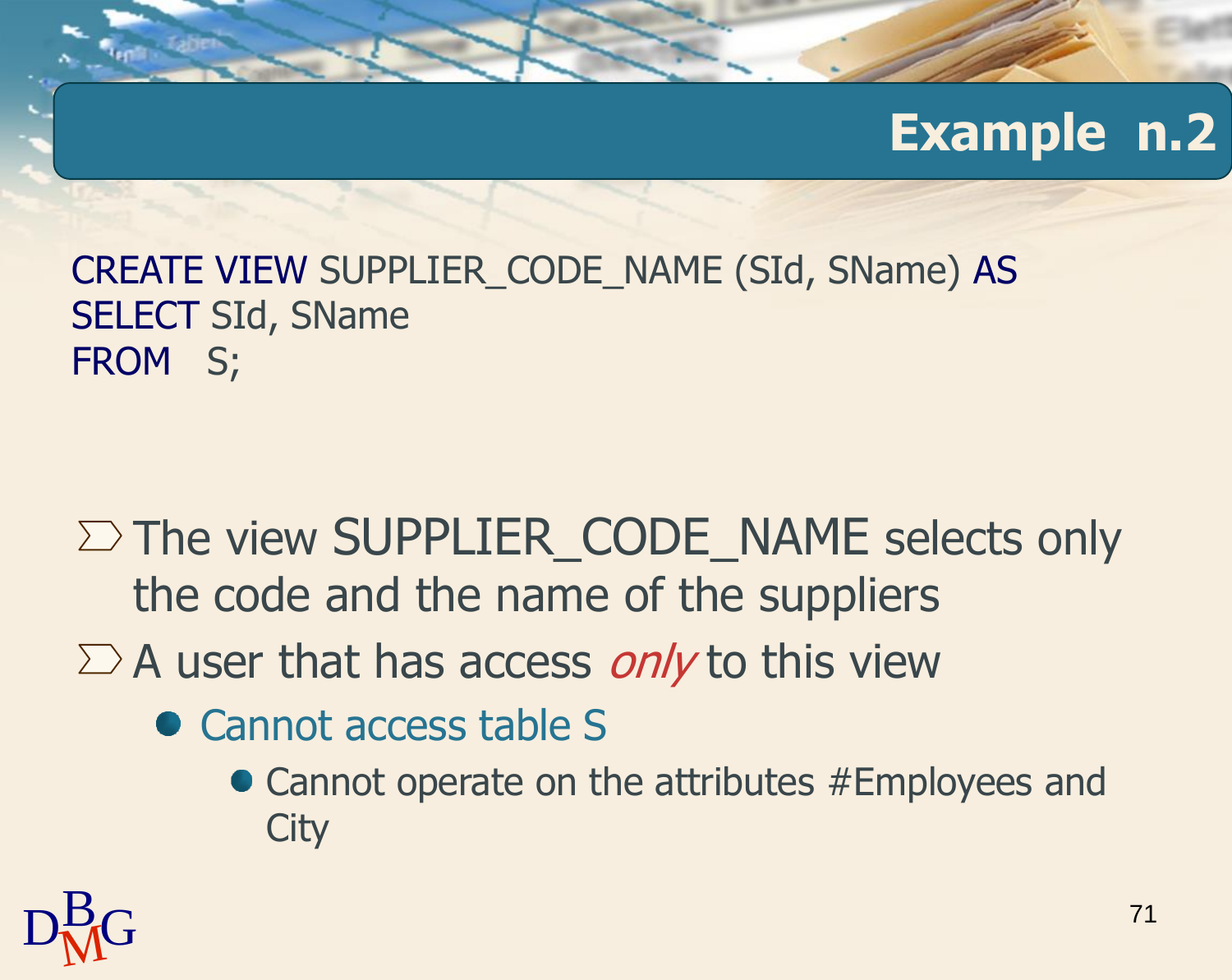# Example n.2

```
CREATE VIEW SUPPLIER_CODE_NAME (SId, SName) AS
SELECT SId, SName
FROM   S;
```

- The view SUPPLIER_CODE_NAME selects only the code and the name of the suppliers
- A user that has access *only* to this view
  - Cannot access table S
    - Cannot operate on the attributes #Employees and City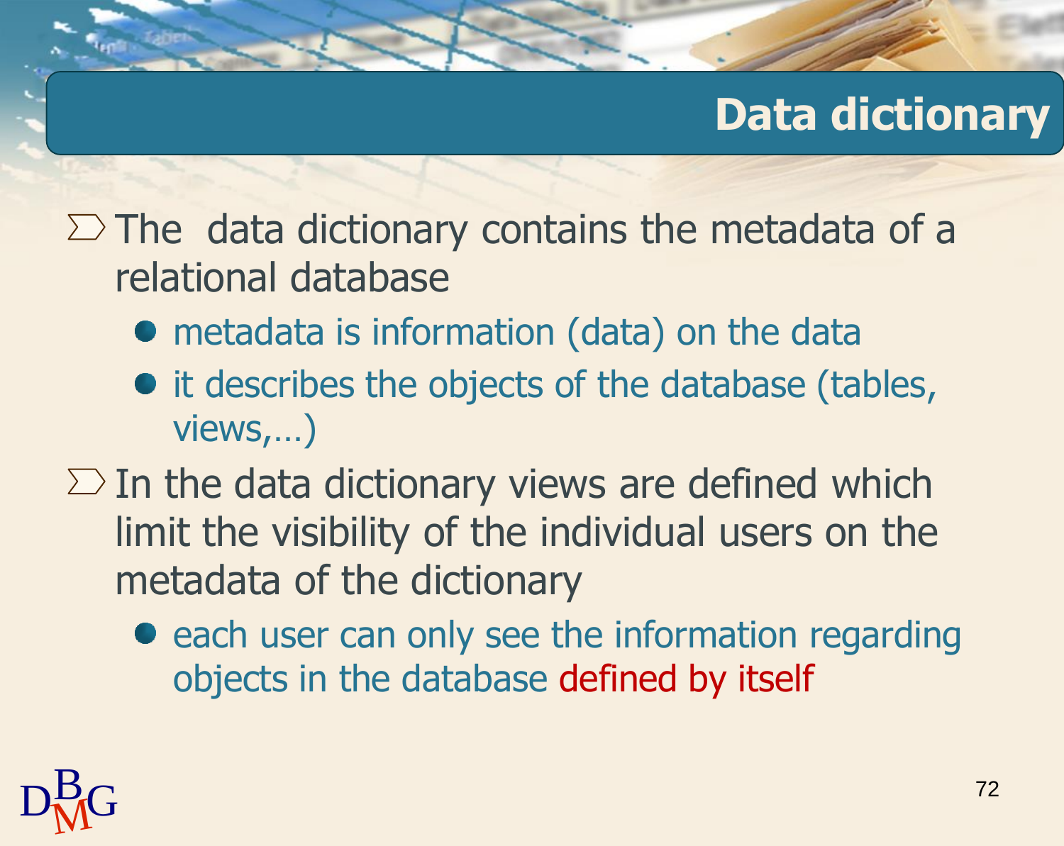# Data dictionary

- The data dictionary contains the metadata of a relational database
  - metadata is information (data) on the data
  - it describes the objects of the database (tables, views,…)
- In the data dictionary views are defined which limit the visibility of the individual users on the metadata of the dictionary
  - each user can only see the information regarding objects in the database defined by itself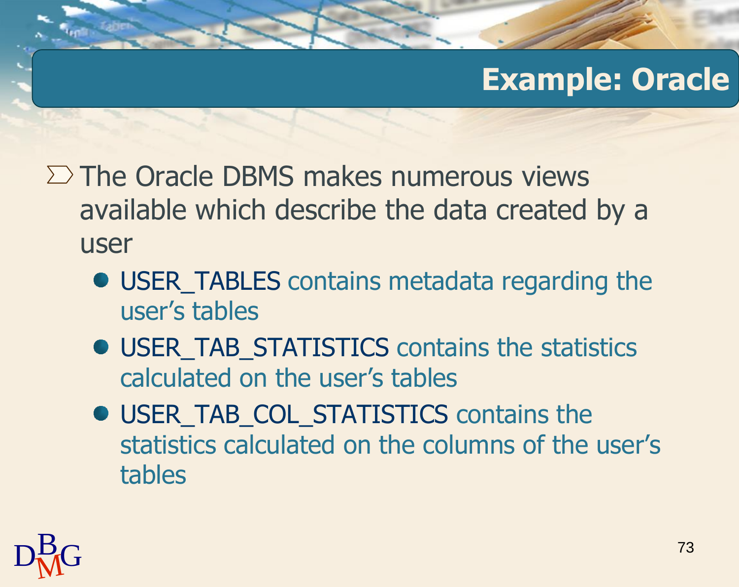# Example: Oracle

- The Oracle DBMS makes numerous views available which describe the data created by a user
  - USER_TABLES contains metadata regarding the user's tables
  - USER_TAB_STATISTICS contains the statistics calculated on the user's tables
  - USER_TAB_COL_STATISTICS contains the statistics calculated on the columns of the user's tables